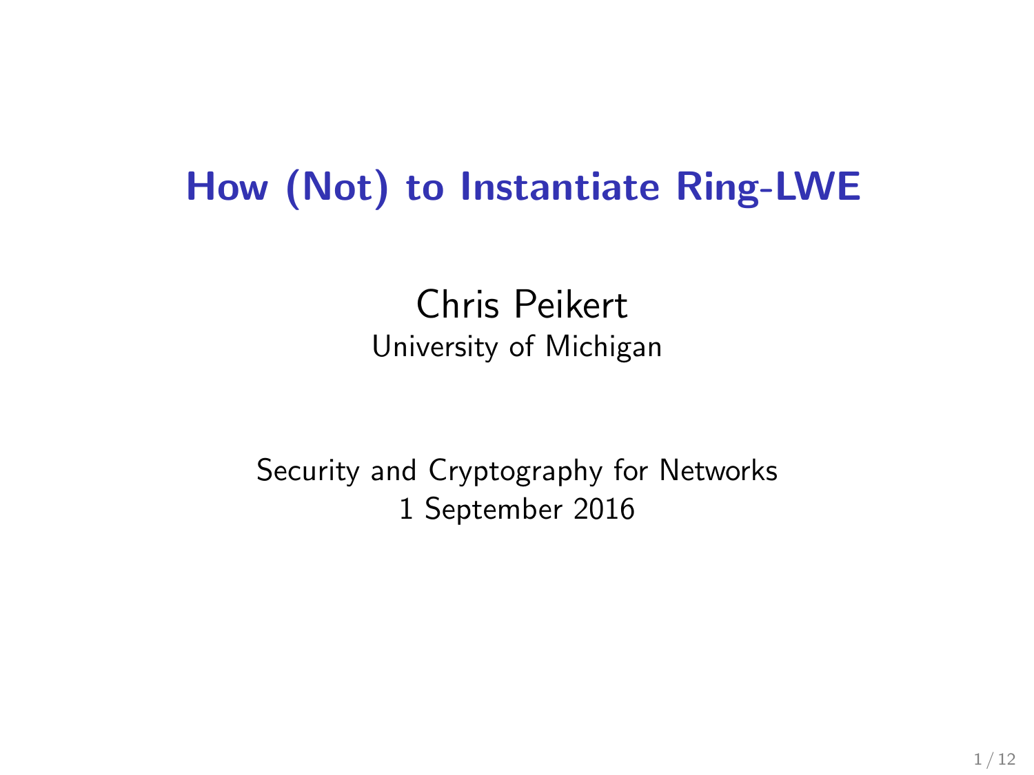# How (Not) to Instantiate Ring-LWE

Chris Peikert
University of Michigan

Security and Cryptography for Networks
1 September 2016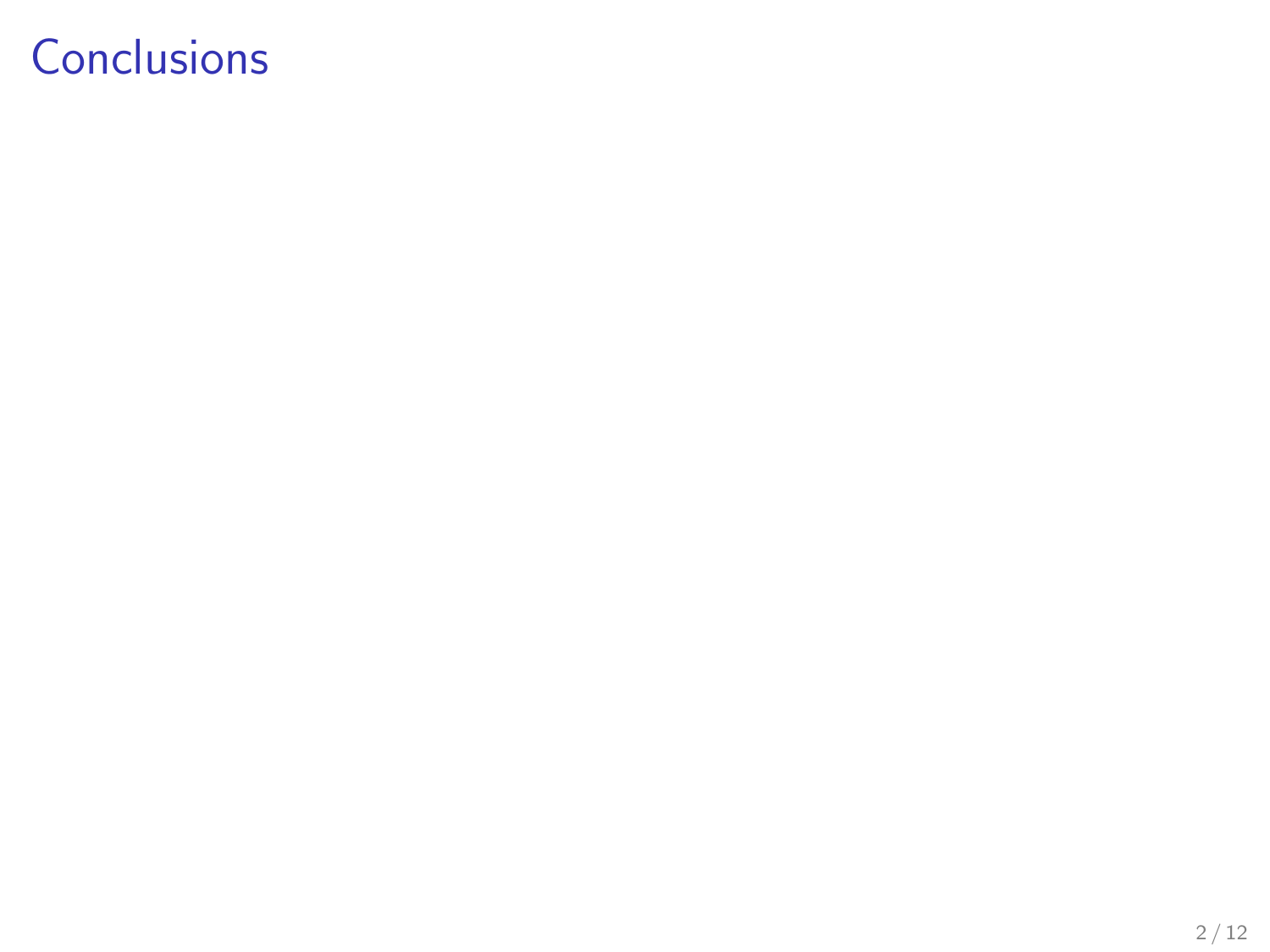# Conclusions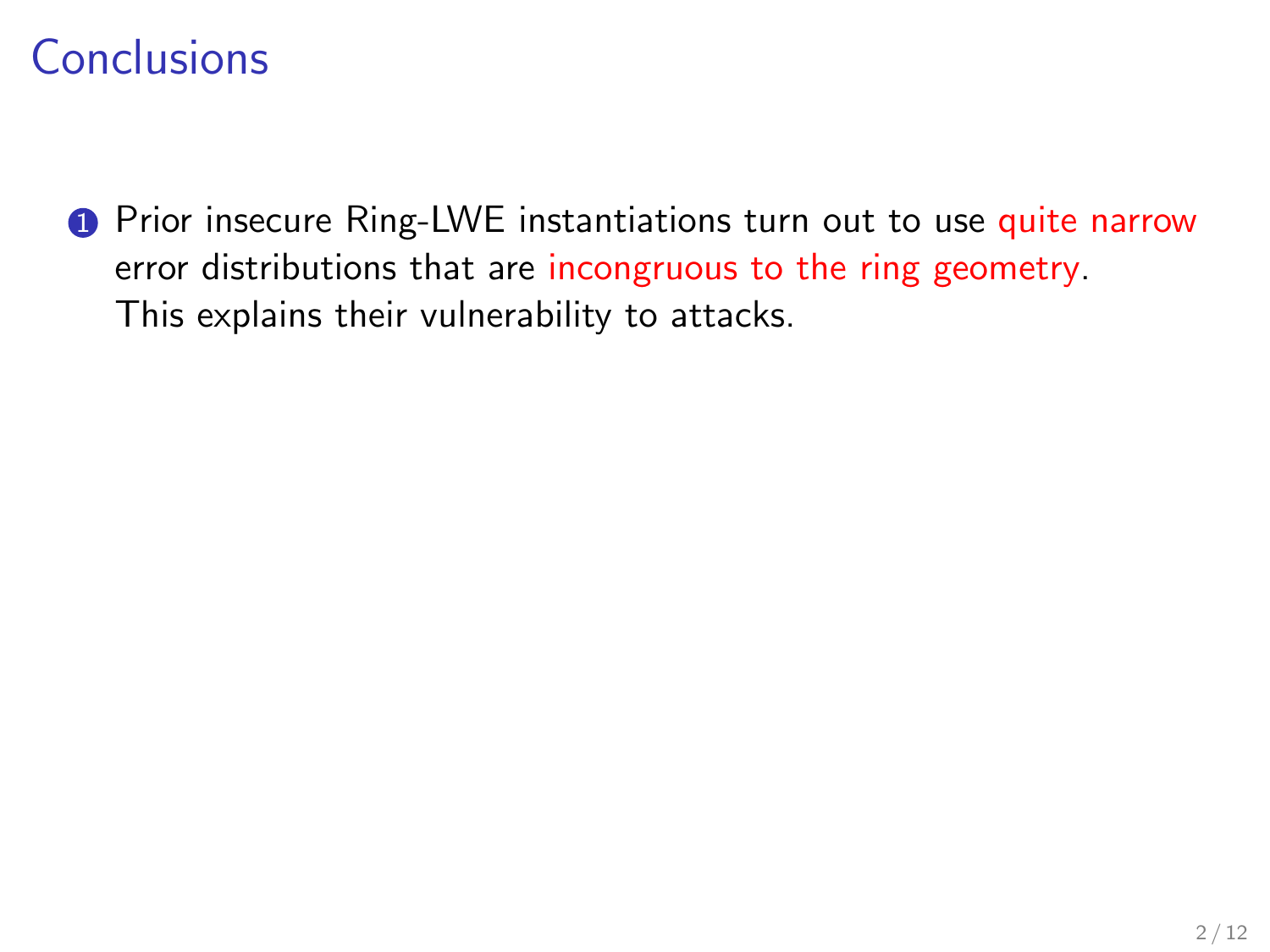# Conclusions

1. Prior insecure Ring-LWE instantiations turn out to use quite narrow error distributions that are incongruous to the ring geometry. This explains their vulnerability to attacks.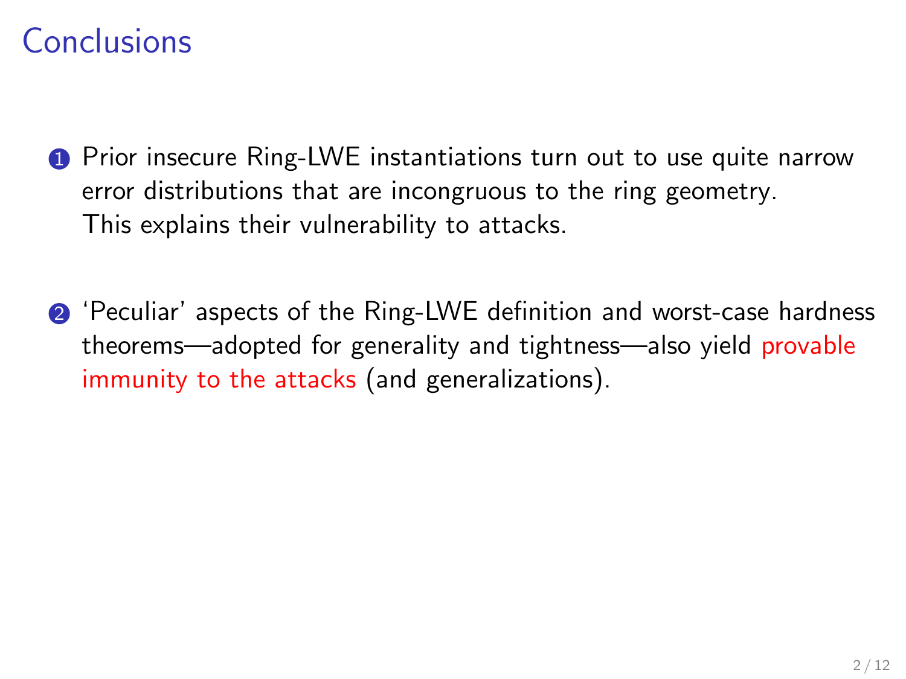# Conclusions

1. Prior insecure Ring-LWE instantiations turn out to use quite narrow error distributions that are incongruous to the ring geometry. This explains their vulnerability to attacks.

2. 'Peculiar' aspects of the Ring-LWE definition and worst-case hardness theorems—adopted for generality and tightness—also yield provable immunity to the attacks (and generalizations).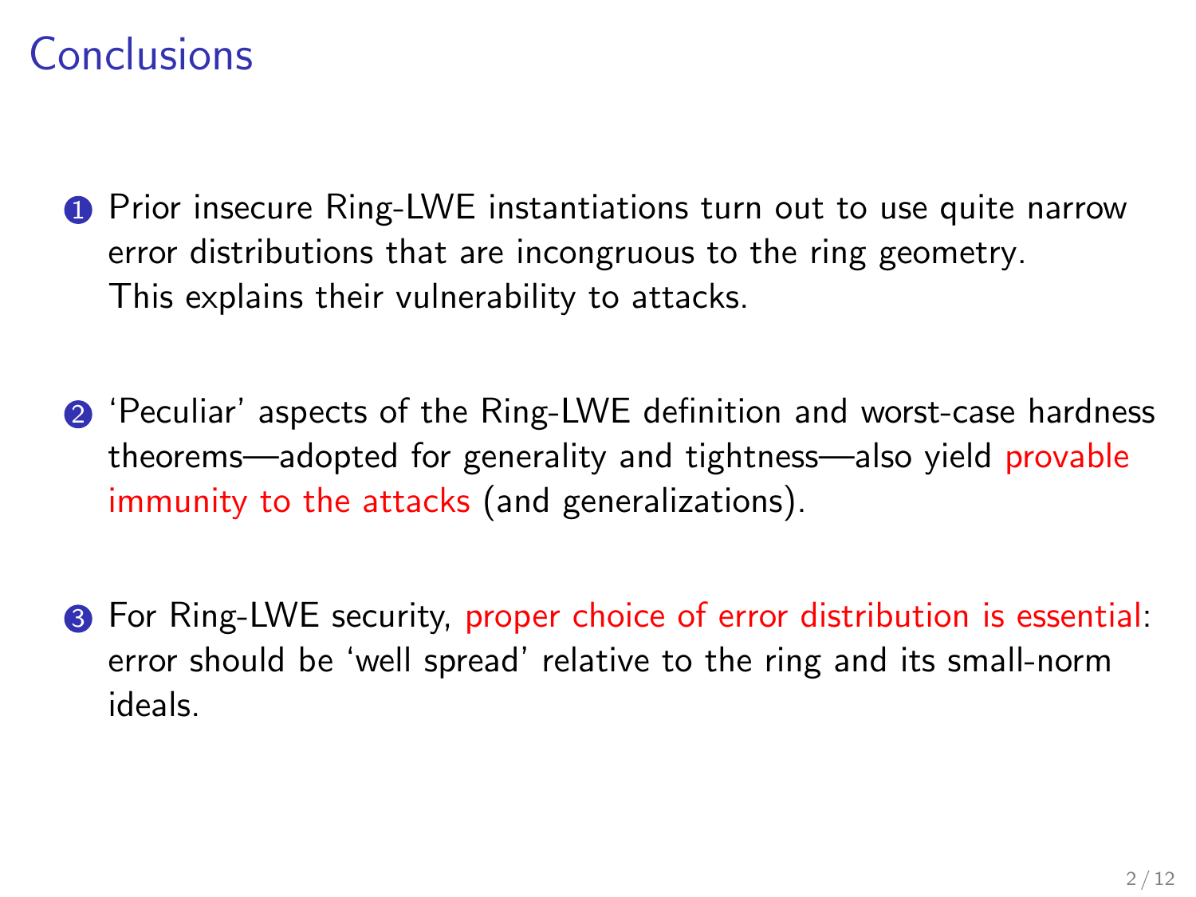# Conclusions

1. Prior insecure Ring-LWE instantiations turn out to use quite narrow error distributions that are incongruous to the ring geometry. This explains their vulnerability to attacks.

2. 'Peculiar' aspects of the Ring-LWE definition and worst-case hardness theorems—adopted for generality and tightness—also yield provable immunity to the attacks (and generalizations).

3. For Ring-LWE security, proper choice of error distribution is essential: error should be 'well spread' relative to the ring and its small-norm ideals.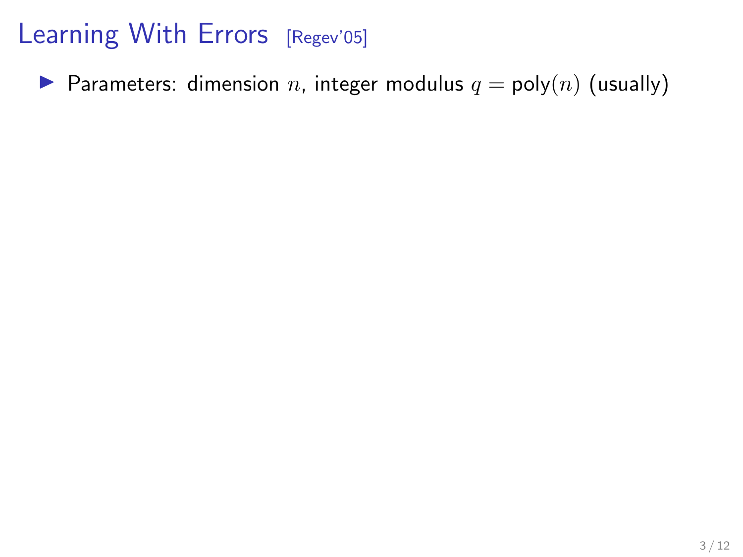# Learning With Errors [Regev'05]

- Parameters: dimension $n$, integer modulus $q = \text{poly}(n)$ (usually)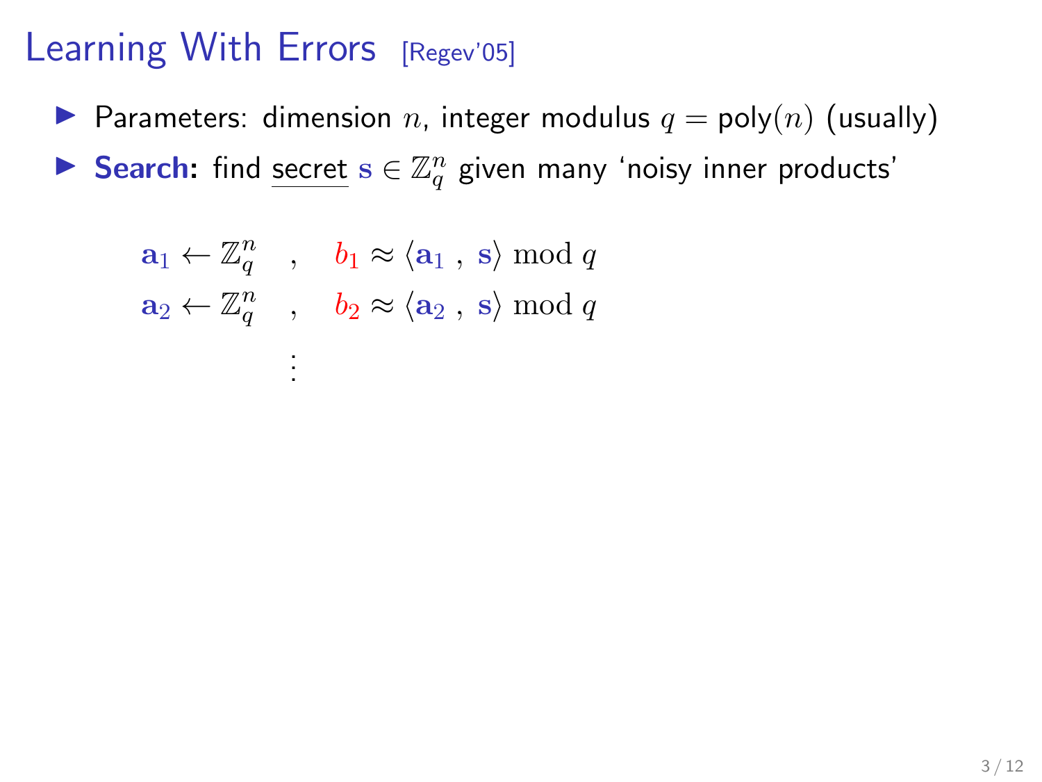# Learning With Errors [Regev'05]

- Parameters: dimension $n$, integer modulus $q = \mathsf{poly}(n)$ (usually)
- **Search:** find secret $\mathbf{s} \in \mathbb{Z}_q^n$ given many 'noisy inner products'

$$
\begin{aligned}
\mathbf{a}_1 \leftarrow \mathbb{Z}_q^n \quad &, \quad b_1 \approx \langle \mathbf{a}_1 \, , \, \mathbf{s} \rangle \bmod q \\
\mathbf{a}_2 \leftarrow \mathbb{Z}_q^n \quad &, \quad b_2 \approx \langle \mathbf{a}_2 \, , \, \mathbf{s} \rangle \bmod q \\
&\vdots
\end{aligned}
$$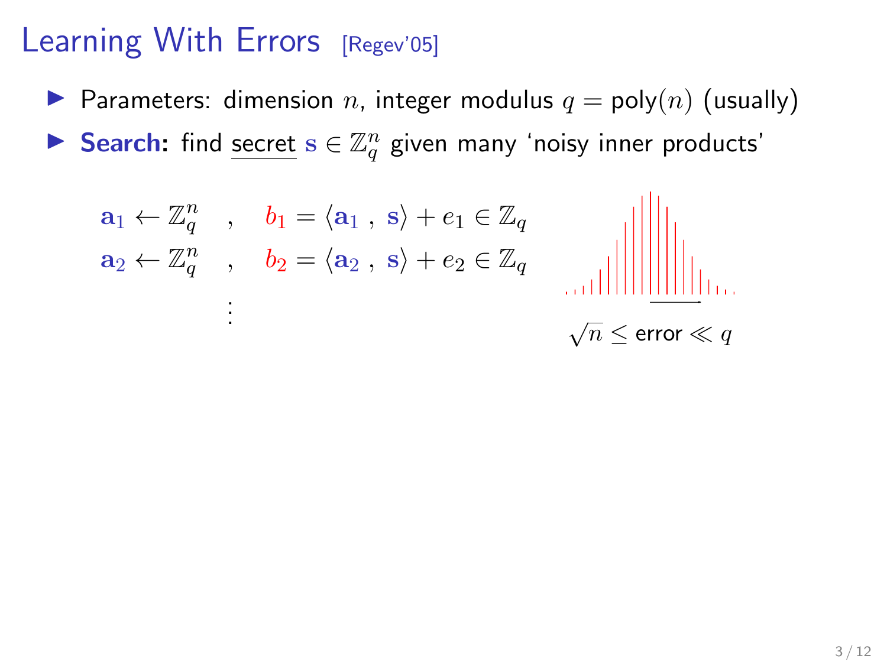# Learning With Errors [Regev'05]

- Parameters: dimension $n$, integer modulus $q = \mathsf{poly}(n)$ (usually)
- **Search:** find secret $\mathbf{s} \in \mathbb{Z}_q^n$ given many 'noisy inner products'

$$
\begin{aligned}
\mathbf{a}_1 \leftarrow \mathbb{Z}_q^n \quad &, \quad b_1 = \langle \mathbf{a}_1 \, , \, \mathbf{s} \rangle + e_1 \in \mathbb{Z}_q \\
\mathbf{a}_2 \leftarrow \mathbb{Z}_q^n \quad &, \quad b_2 = \langle \mathbf{a}_2 \, , \, \mathbf{s} \rangle + e_2 \in \mathbb{Z}_q \\
&\vdots
\end{aligned}
$$

$\sqrt{n} \leq \text{error} \ll q$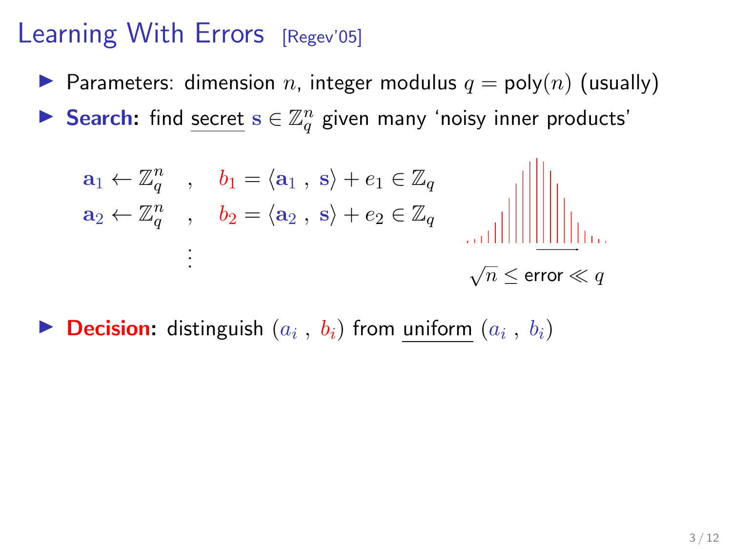# Learning With Errors [Regev'05]

- Parameters: dimension $n$, integer modulus $q = \text{poly}(n)$ (usually)
- **Search:** find secret $\mathbf{s} \in \mathbb{Z}_q^n$ given many 'noisy inner products'

$$
\begin{aligned}
\mathbf{a}_1 \leftarrow \mathbb{Z}_q^n \quad &, \quad b_1 = \langle \mathbf{a}_1 , \mathbf{s} \rangle + e_1 \in \mathbb{Z}_q \\
\mathbf{a}_2 \leftarrow \mathbb{Z}_q^n \quad &, \quad b_2 = \langle \mathbf{a}_2 , \mathbf{s} \rangle + e_2 \in \mathbb{Z}_q \\
&\vdots
\end{aligned}
$$

$\sqrt{n} \leq \text{error} \ll q$

- **Decision:** distinguish $(a_i , b_i)$ from uniform $(a_i , b_i)$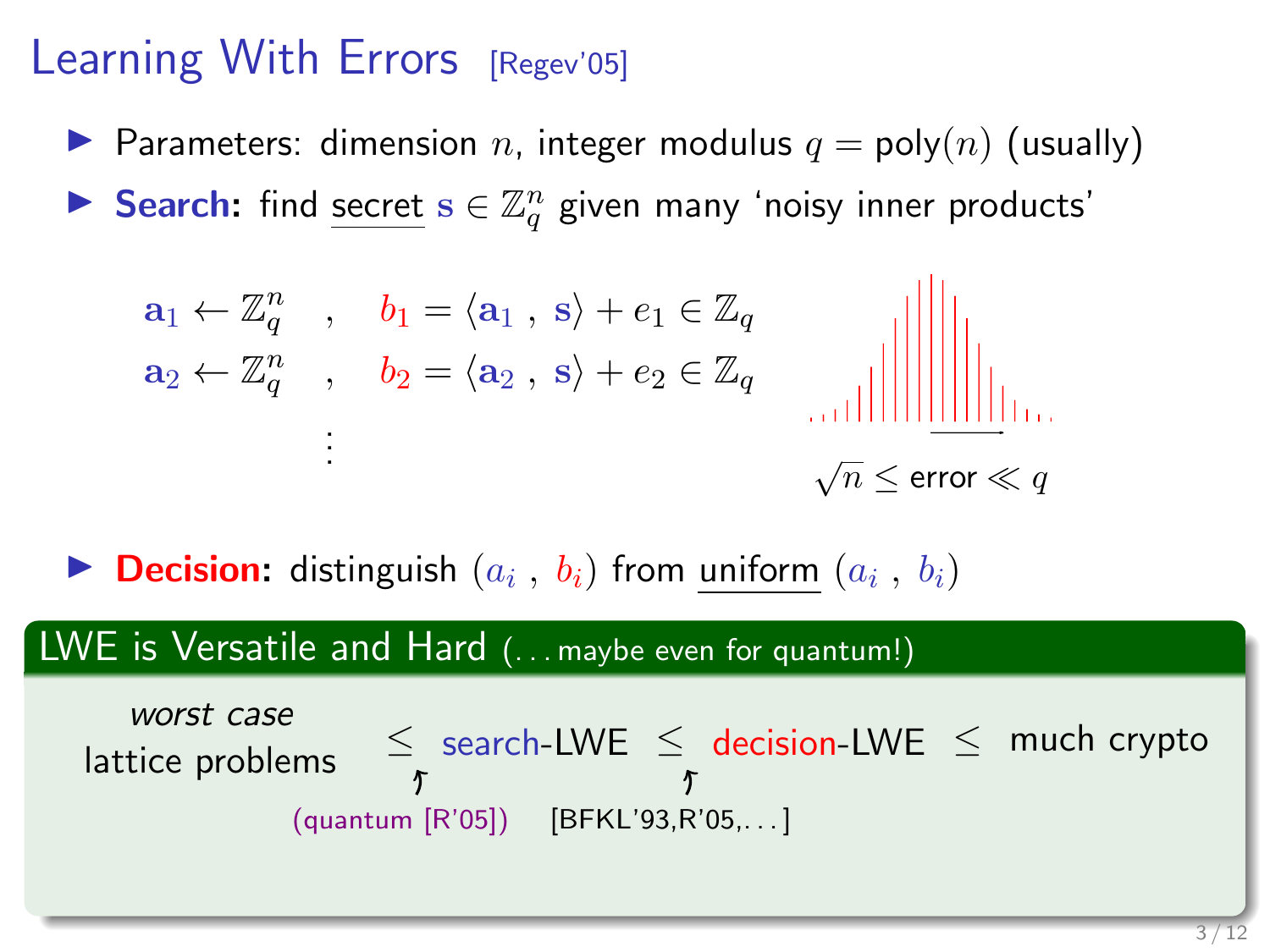# Learning With Errors [Regev'05]

- Parameters: dimension $n$, integer modulus $q = \text{poly}(n)$ (usually)
- **Search:** find secret $\mathbf{s} \in \mathbb{Z}_q^n$ given many 'noisy inner products'

$$\mathbf{a}_1 \leftarrow \mathbb{Z}_q^n \quad , \quad b_1 = \langle \mathbf{a}_1 , \mathbf{s} \rangle + e_1 \in \mathbb{Z}_q$$

$$\mathbf{a}_2 \leftarrow \mathbb{Z}_q^n \quad , \quad b_2 = \langle \mathbf{a}_2 , \mathbf{s} \rangle + e_2 \in \mathbb{Z}_q$$

$$\vdots$$

$\sqrt{n} \leq \text{error} \ll q$

- **Decision:** distinguish $(a_i , b_i)$ from uniform $(a_i , b_i)$

## LWE is Versatile and Hard (... maybe even for quantum!)

*worst case* lattice problems $\leq$ search-LWE $\leq$ decision-LWE $\leq$ much crypto

(quantum [R'05]) [BFKL'93,R'05,...]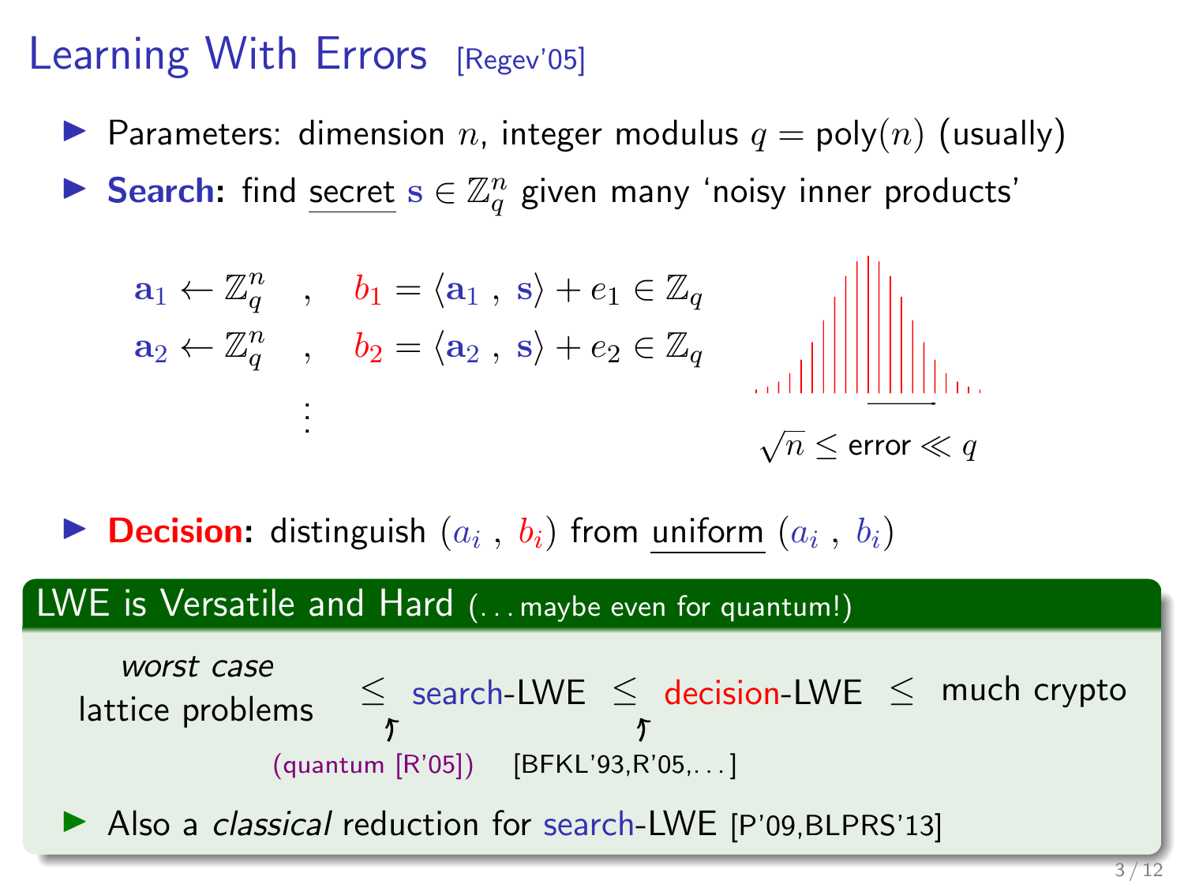# Learning With Errors [Regev'05]

- Parameters: dimension $n$, integer modulus $q = \text{poly}(n)$ (usually)
- **Search:** find secret $\mathbf{s} \in \mathbb{Z}_q^n$ given many 'noisy inner products'

$$
\begin{aligned}
\mathbf{a}_1 \leftarrow \mathbb{Z}_q^n \quad &, \quad b_1 = \langle \mathbf{a}_1 , \mathbf{s} \rangle + e_1 \in \mathbb{Z}_q \\
\mathbf{a}_2 \leftarrow \mathbb{Z}_q^n \quad &, \quad b_2 = \langle \mathbf{a}_2 , \mathbf{s} \rangle + e_2 \in \mathbb{Z}_q \\
&\vdots
\end{aligned}
$$

$\sqrt{n} \leq$ error $\ll q$

- **Decision:** distinguish $(a_i , b_i)$ from uniform $(a_i , b_i)$

## LWE is Versatile and Hard (...maybe even for quantum!)

*worst case* lattice problems $\leq$ search-LWE $\leq$ decision-LWE $\leq$ much crypto

(quantum [R'05]) [BFKL'93,R'05,...]

- Also a *classical* reduction for search-LWE [P'09,BLPRS'13]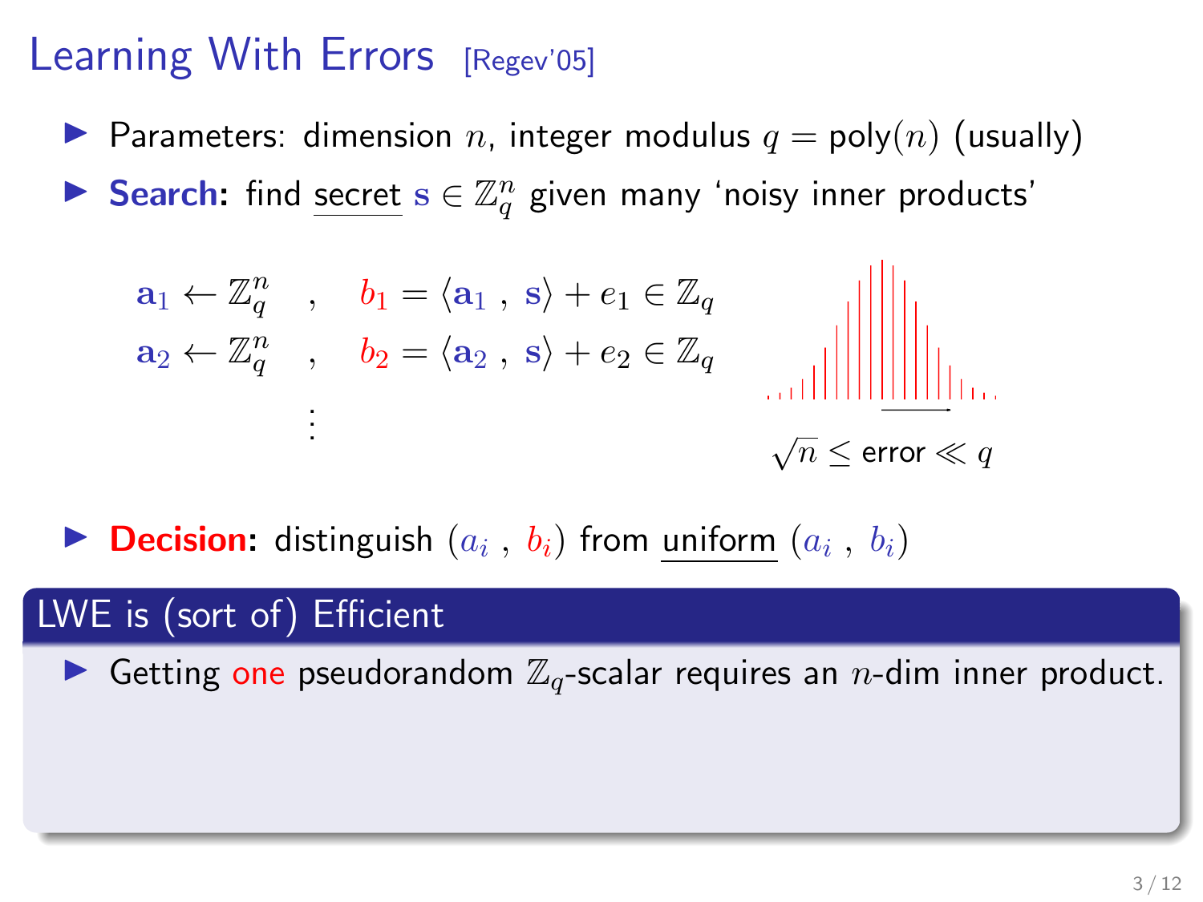# Learning With Errors [Regev'05]

- Parameters: dimension $n$, integer modulus $q = \text{poly}(n)$ (usually)
- **Search:** find secret $\mathbf{s} \in \mathbb{Z}_q^n$ given many 'noisy inner products'

$$
\begin{aligned}
\mathbf{a}_1 \leftarrow \mathbb{Z}_q^n \quad &, \quad b_1 = \langle \mathbf{a}_1 , \mathbf{s} \rangle + e_1 \in \mathbb{Z}_q \\
\mathbf{a}_2 \leftarrow \mathbb{Z}_q^n \quad &, \quad b_2 = \langle \mathbf{a}_2 , \mathbf{s} \rangle + e_2 \in \mathbb{Z}_q \\
&\vdots
\end{aligned}
$$

$\sqrt{n} \leq \text{error} \ll q$

- **Decision:** distinguish $(a_i , b_i)$ from uniform $(a_i , b_i)$

## LWE is (sort of) Efficient

- Getting one pseudorandom $\mathbb{Z}_q$-scalar requires an $n$-dim inner product.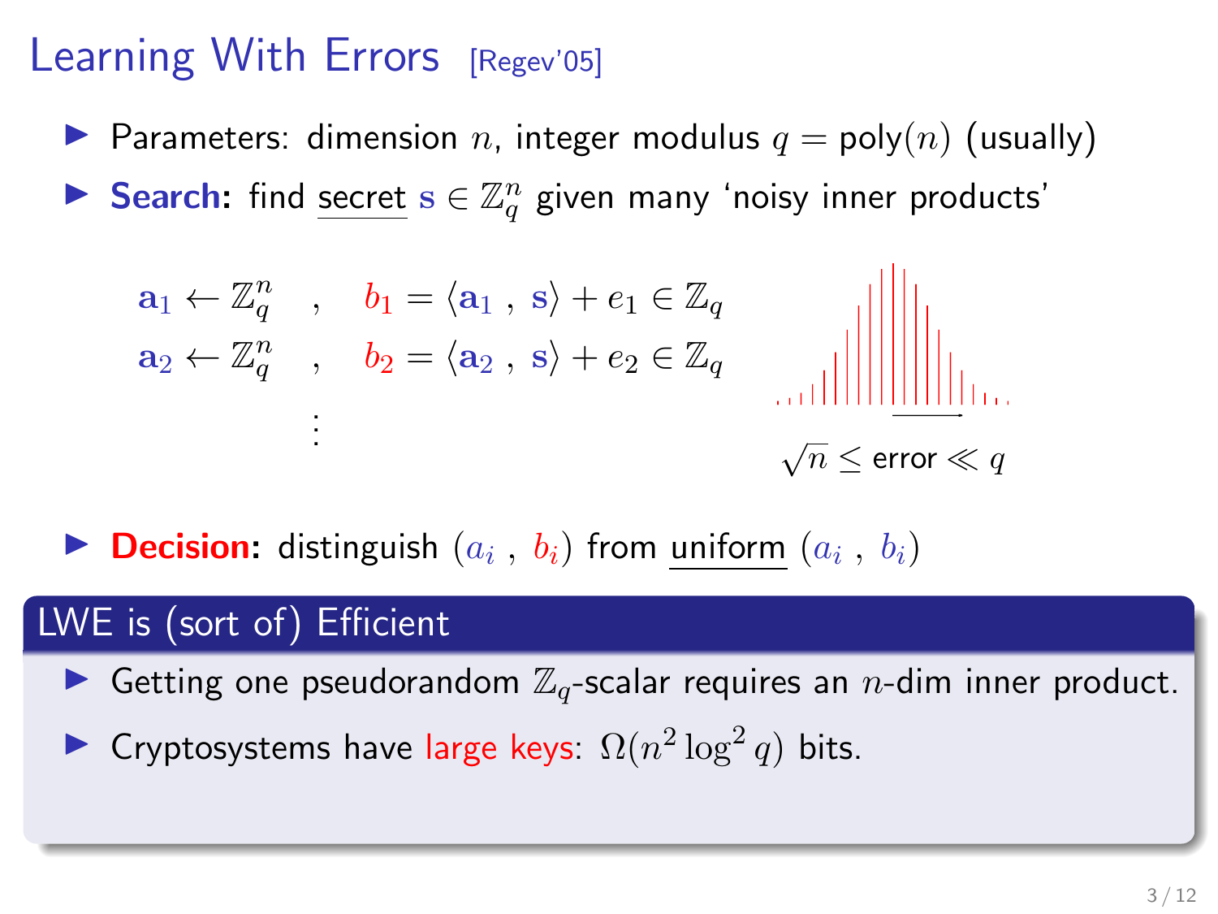# Learning With Errors [Regev'05]

- Parameters: dimension $n$, integer modulus $q = \text{poly}(n)$ (usually)
- **Search:** find secret $\mathbf{s} \in \mathbb{Z}_q^n$ given many 'noisy inner products'

$$
\begin{aligned}
\mathbf{a}_1 \leftarrow \mathbb{Z}_q^n \quad &, \quad b_1 = \langle \mathbf{a}_1 \,,\, \mathbf{s} \rangle + e_1 \in \mathbb{Z}_q \\
\mathbf{a}_2 \leftarrow \mathbb{Z}_q^n \quad &, \quad b_2 = \langle \mathbf{a}_2 \,,\, \mathbf{s} \rangle + e_2 \in \mathbb{Z}_q \\
&\vdots
\end{aligned}
$$

$\sqrt{n} \leq \text{error} \ll q$

- **Decision:** distinguish $(a_i \,,\, b_i)$ from uniform $(a_i \,,\, b_i)$

## LWE is (sort of) Efficient

- Getting one pseudorandom $\mathbb{Z}_q$-scalar requires an $n$-dim inner product.
- Cryptosystems have large keys: $\Omega(n^2 \log^2 q)$ bits.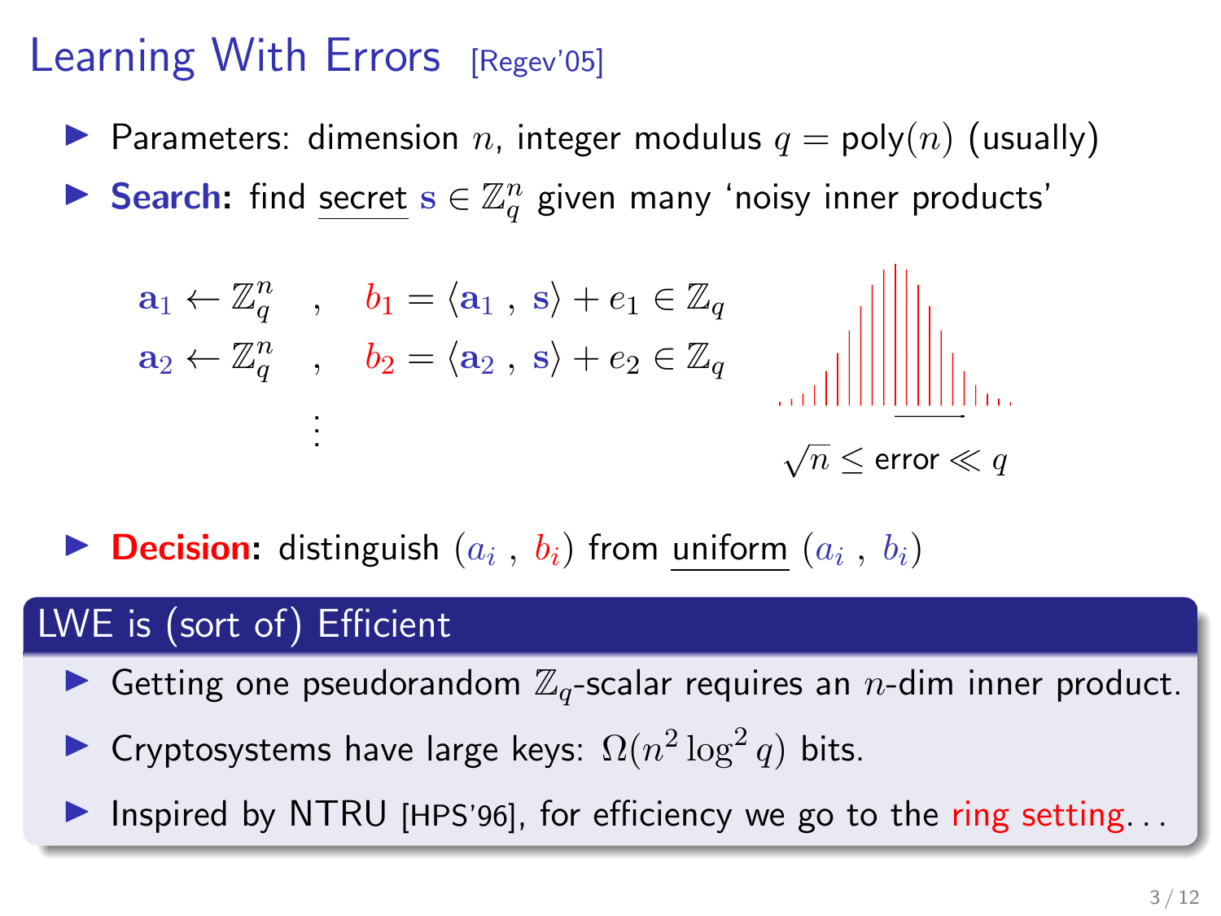# Learning With Errors [Regev'05]

- Parameters: dimension $n$, integer modulus $q = \text{poly}(n)$ (usually)
- **Search:** find secret $\mathbf{s} \in \mathbb{Z}_q^n$ given many 'noisy inner products'

$$
\begin{aligned}
\mathbf{a}_1 \leftarrow \mathbb{Z}_q^n \quad &, \quad b_1 = \langle \mathbf{a}_1 \,,\, \mathbf{s} \rangle + e_1 \in \mathbb{Z}_q \\
\mathbf{a}_2 \leftarrow \mathbb{Z}_q^n \quad &, \quad b_2 = \langle \mathbf{a}_2 \,,\, \mathbf{s} \rangle + e_2 \in \mathbb{Z}_q \\
&\vdots
\end{aligned}
$$

$\sqrt{n} \leq \text{error} \ll q$

- **Decision:** distinguish $(a_i \,,\, b_i)$ from uniform $(a_i \,,\, b_i)$

## LWE is (sort of) Efficient

- Getting one pseudorandom $\mathbb{Z}_q$-scalar requires an $n$-dim inner product.
- Cryptosystems have large keys: $\Omega(n^2 \log^2 q)$ bits.
- Inspired by NTRU [HPS'96], for efficiency we go to the ring setting...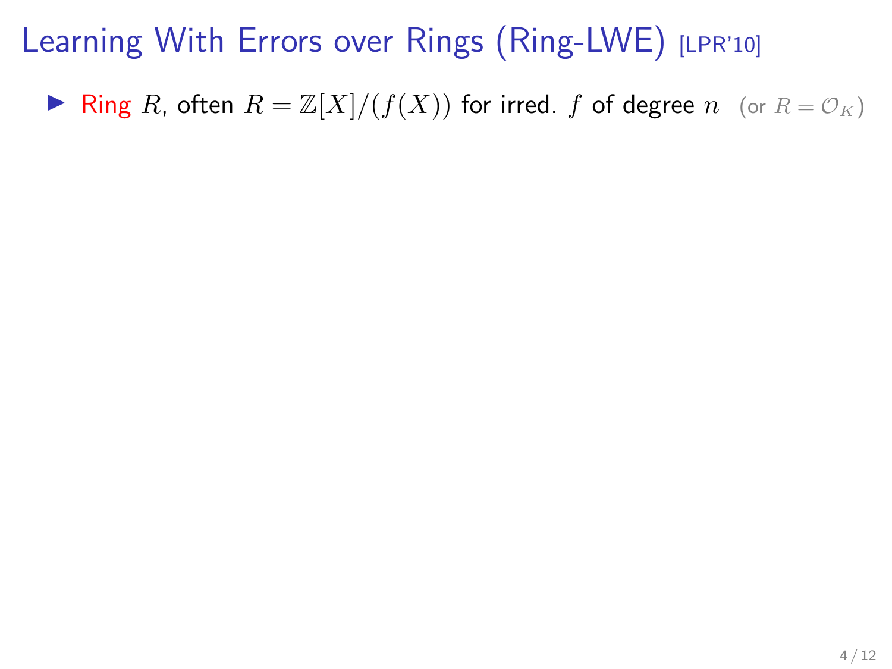# Learning With Errors over Rings (Ring-LWE) [LPR'10]

- Ring $R$, often $R = \mathbb{Z}[X]/(f(X))$ for irred. $f$ of degree $n$ (or $R = \mathcal{O}_K$)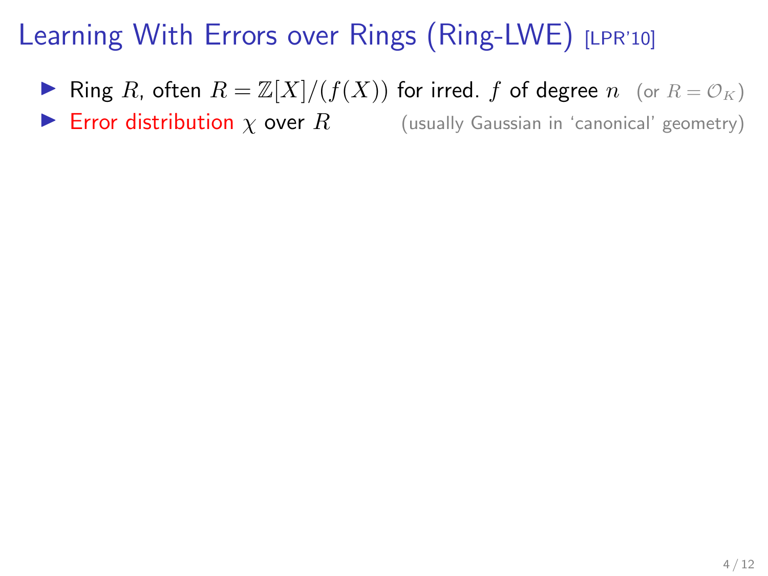# Learning With Errors over Rings (Ring-LWE) [LPR'10]

- Ring $R$, often $R = \mathbb{Z}[X]/(f(X))$ for irred. $f$ of degree $n$ (or $R = \mathcal{O}_K$)
- Error distribution $\chi$ over $R$ (usually Gaussian in 'canonical' geometry)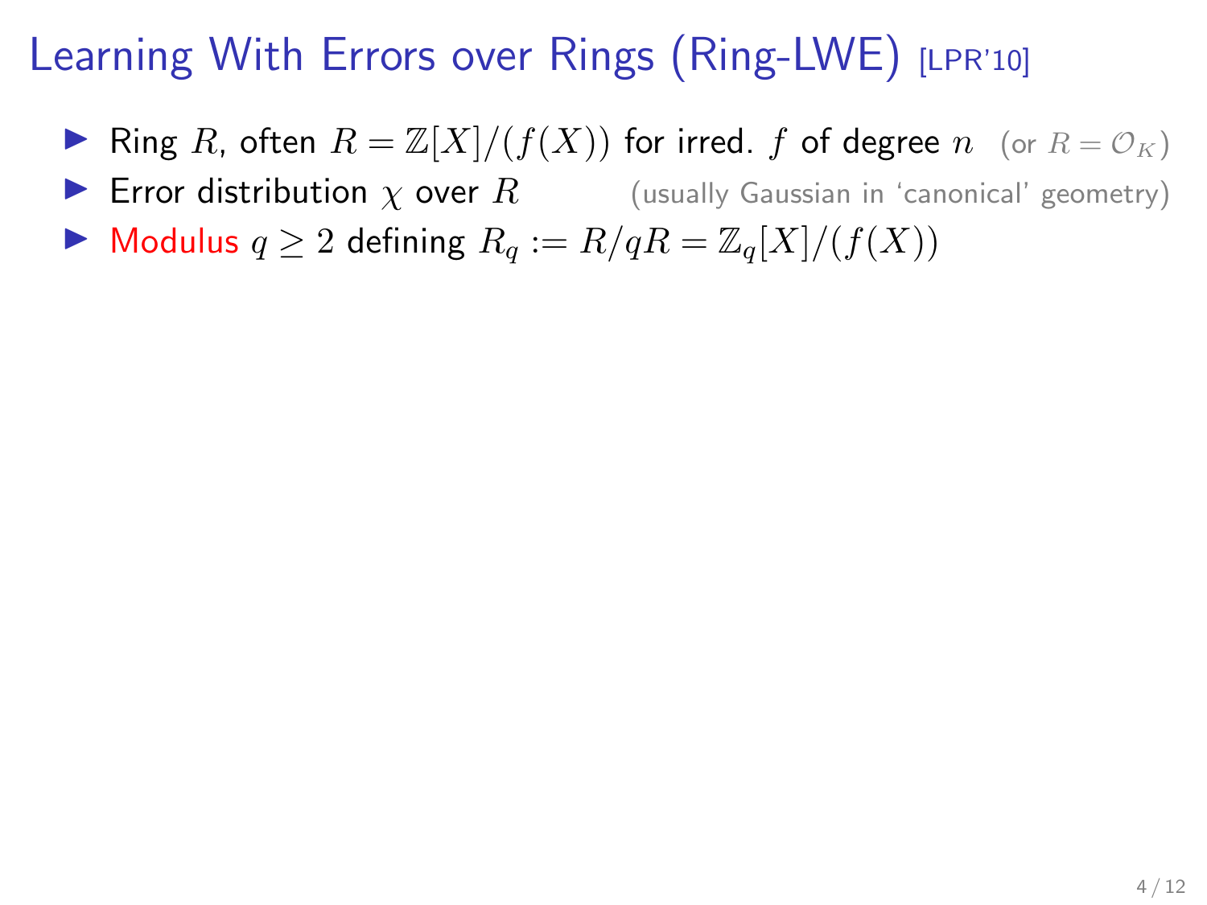# Learning With Errors over Rings (Ring-LWE) [LPR'10]

- Ring $R$, often $R = \mathbb{Z}[X]/(f(X))$ for irred. $f$ of degree $n$ (or $R = \mathcal{O}_K$)
- Error distribution $\chi$ over $R$ (usually Gaussian in 'canonical' geometry)
- Modulus $q \geq 2$ defining $R_q := R/qR = \mathbb{Z}_q[X]/(f(X))$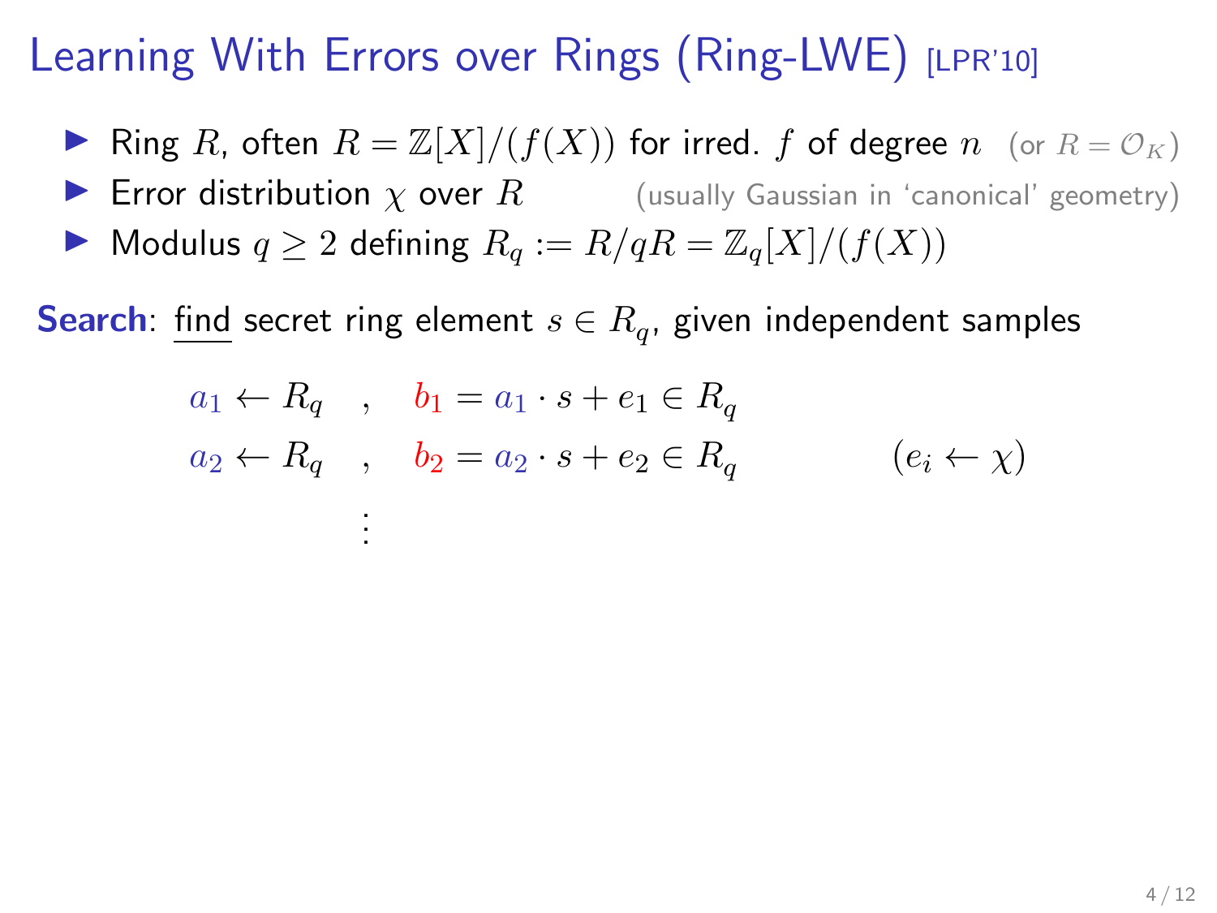# Learning With Errors over Rings (Ring-LWE) [LPR'10]

- Ring $R$, often $R = \mathbb{Z}[X]/(f(X))$ for irred. $f$ of degree $n$ (or $R = \mathcal{O}_K$)
- Error distribution $\chi$ over $R$ (usually Gaussian in 'canonical' geometry)
- Modulus $q \geq 2$ defining $R_q := R/qR = \mathbb{Z}_q[X]/(f(X))$

**Search**: find secret ring element $s \in R_q$, given independent samples

$$
\begin{array}{lll}
a_1 \leftarrow R_q \quad , & b_1 = a_1 \cdot s + e_1 \in R_q & \\
a_2 \leftarrow R_q \quad , & b_2 = a_2 \cdot s + e_2 \in R_q & \qquad (e_i \leftarrow \chi) \\
\quad \vdots & &
\end{array}
$$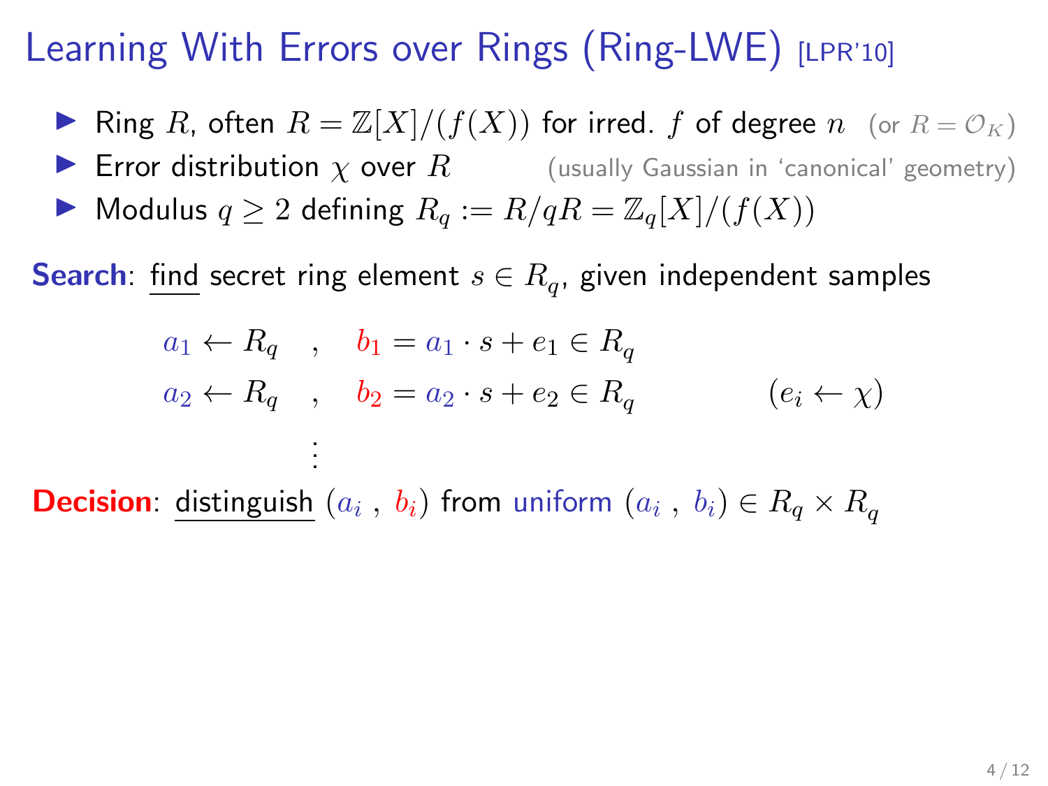# Learning With Errors over Rings (Ring-LWE) [LPR'10]

- Ring $R$, often $R = \mathbb{Z}[X]/(f(X))$ for irred. $f$ of degree $n$ (or $R = \mathcal{O}_K$)
- Error distribution $\chi$ over $R$ (usually Gaussian in 'canonical' geometry)
- Modulus $q \geq 2$ defining $R_q := R/qR = \mathbb{Z}_q[X]/(f(X))$

**Search**: find secret ring element $s \in R_q$, given independent samples

$$
\begin{aligned}
a_1 \leftarrow R_q \quad &, \quad b_1 = a_1 \cdot s + e_1 \in R_q \\
a_2 \leftarrow R_q \quad &, \quad b_2 = a_2 \cdot s + e_2 \in R_q \qquad\qquad (e_i \leftarrow \chi) \\
&\vdots
\end{aligned}
$$

**Decision**: distinguish $(a_i\ ,\ b_i)$ from uniform $(a_i\ ,\ b_i) \in R_q \times R_q$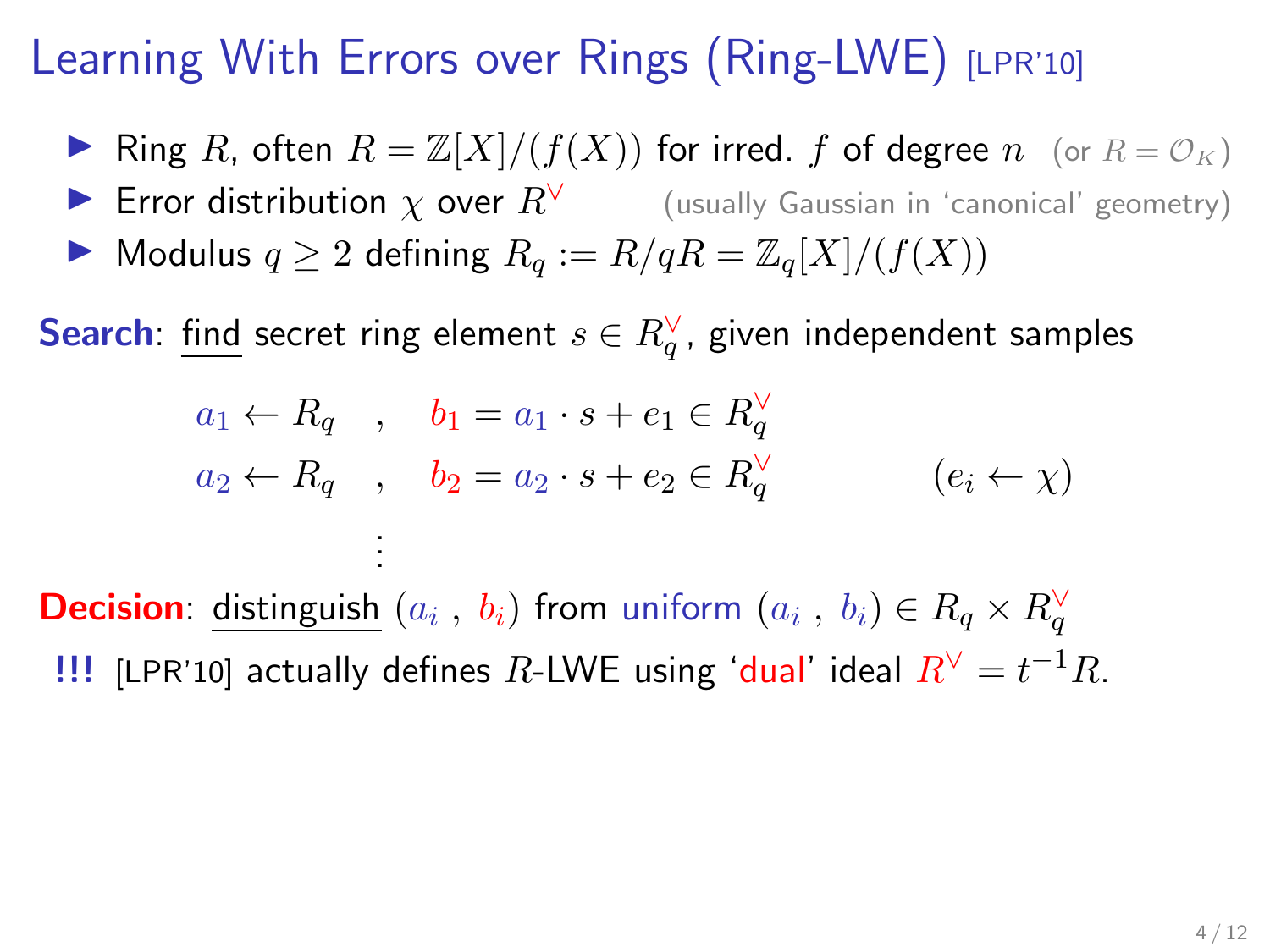# Learning With Errors over Rings (Ring-LWE) [LPR'10]

- Ring $R$, often $R = \mathbb{Z}[X]/(f(X))$ for irred. $f$ of degree $n$ (or $R = \mathcal{O}_K$)
- Error distribution $\chi$ over $R^\vee$ (usually Gaussian in 'canonical' geometry)
- Modulus $q \geq 2$ defining $R_q := R/qR = \mathbb{Z}_q[X]/(f(X))$

**Search**: find secret ring element $s \in R_q^\vee$, given independent samples

$$
\begin{aligned}
a_1 \leftarrow R_q \quad &, \quad b_1 = a_1 \cdot s + e_1 \in R_q^\vee \\
a_2 \leftarrow R_q \quad &, \quad b_2 = a_2 \cdot s + e_2 \in R_q^\vee \qquad\qquad (e_i \leftarrow \chi) \\
&\vdots
\end{aligned}
$$

**Decision**: distinguish $(a_i \,,\, b_i)$ from uniform $(a_i \,,\, b_i) \in R_q \times R_q^\vee$

**!!!** [LPR'10] actually defines $R$-LWE using 'dual' ideal $R^\vee = t^{-1}R$.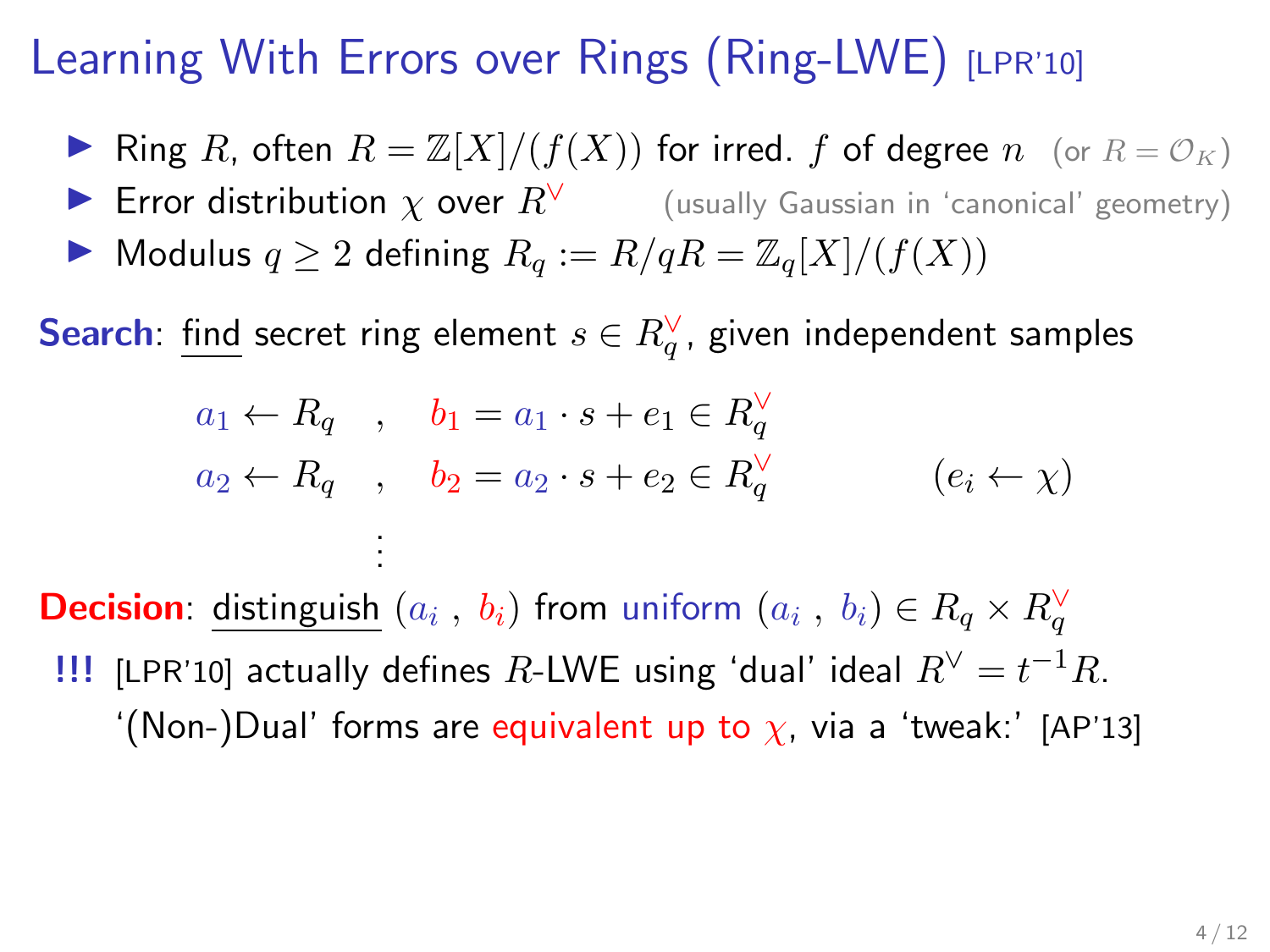# Learning With Errors over Rings (Ring-LWE) [LPR'10]

- Ring $R$, often $R = \mathbb{Z}[X]/(f(X))$ for irred. $f$ of degree $n$ (or $R = \mathcal{O}_K$)
- Error distribution $\chi$ over $R^\vee$ (usually Gaussian in 'canonical' geometry)
- Modulus $q \geq 2$ defining $R_q := R/qR = \mathbb{Z}_q[X]/(f(X))$

**Search**: find secret ring element $s \in R_q^\vee$, given independent samples

$$
\begin{aligned}
a_1 \leftarrow R_q \quad &, \quad b_1 = a_1 \cdot s + e_1 \in R_q^\vee \\
a_2 \leftarrow R_q \quad &, \quad b_2 = a_2 \cdot s + e_2 \in R_q^\vee \qquad (e_i \leftarrow \chi) \\
&\vdots
\end{aligned}
$$

**Decision**: distinguish $(a_i\ ,\ b_i)$ from uniform $(a_i\ ,\ b_i) \in R_q \times R_q^\vee$

**!!!** [LPR'10] actually defines $R$-LWE using 'dual' ideal $R^\vee = t^{-1}R$.
'(Non-)Dual' forms are equivalent up to $\chi$, via a 'tweak:' [AP'13]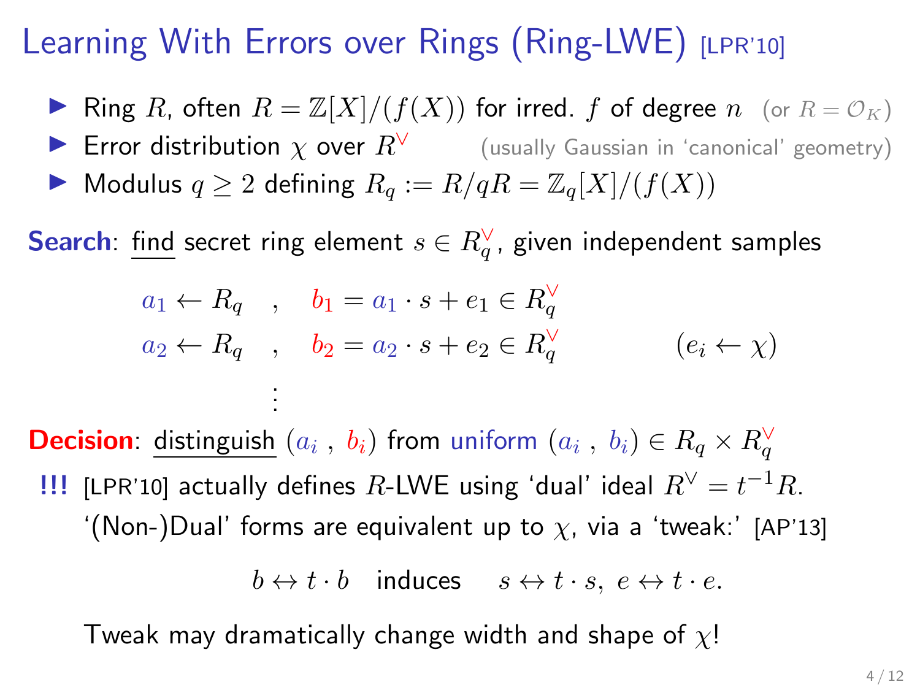# Learning With Errors over Rings (Ring-LWE) [LPR'10]

- Ring $R$, often $R = \mathbb{Z}[X]/(f(X))$ for irred. $f$ of degree $n$ (or $R = \mathcal{O}_K$)
- Error distribution $\chi$ over $R^\vee$ (usually Gaussian in 'canonical' geometry)
- Modulus $q \geq 2$ defining $R_q := R/qR = \mathbb{Z}_q[X]/(f(X))$

**Search**: find secret ring element $s \in R_q^\vee$, given independent samples

$$
\begin{array}{lll}
a_1 \leftarrow R_q & , \quad b_1 = a_1 \cdot s + e_1 \in R_q^\vee & \\
a_2 \leftarrow R_q & , \quad b_2 = a_2 \cdot s + e_2 \in R_q^\vee & \qquad (e_i \leftarrow \chi) \\
 & \vdots &
\end{array}
$$

**Decision**: distinguish $(a_i \, , \, b_i)$ from uniform $(a_i \, , \, b_i) \in R_q \times R_q^\vee$

**!!!** [LPR'10] actually defines $R$-LWE using 'dual' ideal $R^\vee = t^{-1}R$.

'(Non-)Dual' forms are equivalent up to $\chi$, via a 'tweak:' [AP'13]

$$b \leftrightarrow t \cdot b \quad \text{induces} \quad s \leftrightarrow t \cdot s, \; e \leftrightarrow t \cdot e.$$

Tweak may dramatically change width and shape of $\chi$!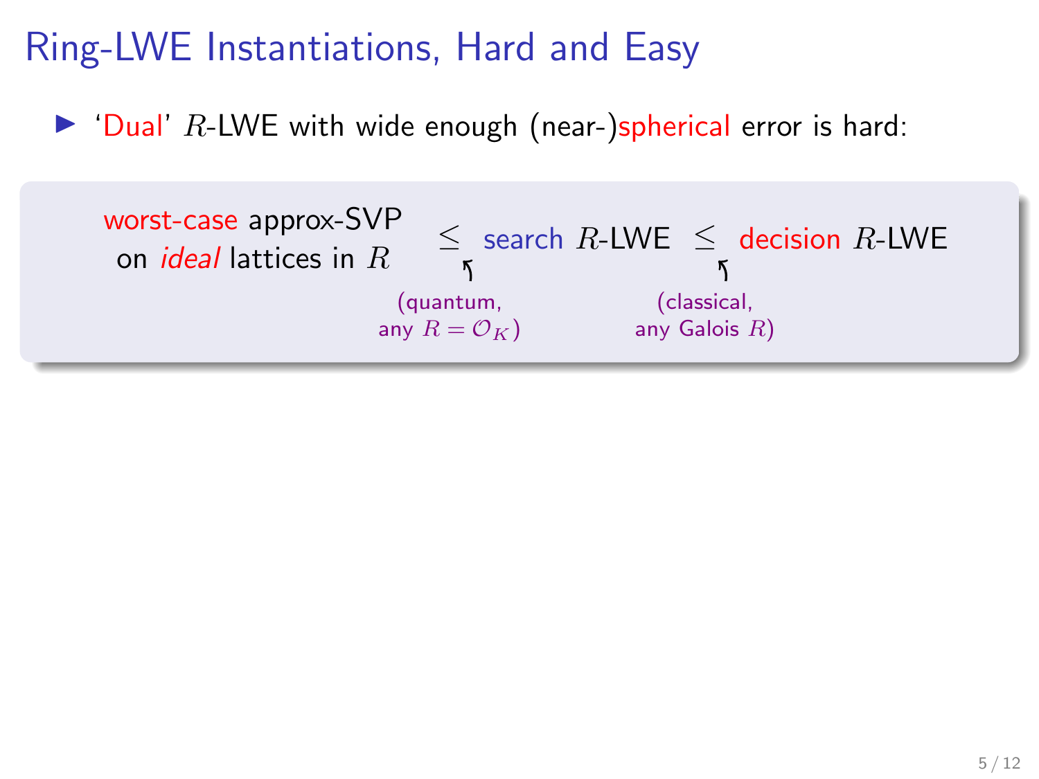# Ring-LWE Instantiations, Hard and Easy

- 'Dual' $R$-LWE with wide enough (near-)spherical error is hard:

> worst-case approx-SVP on *ideal* lattices in $R$ $\leq$ search $R$-LWE $\leq$ decision $R$-LWE
>
> (first $\leq$: quantum, any $R = \mathcal{O}_K$)
>
> (second $\leq$: classical, any Galois $R$)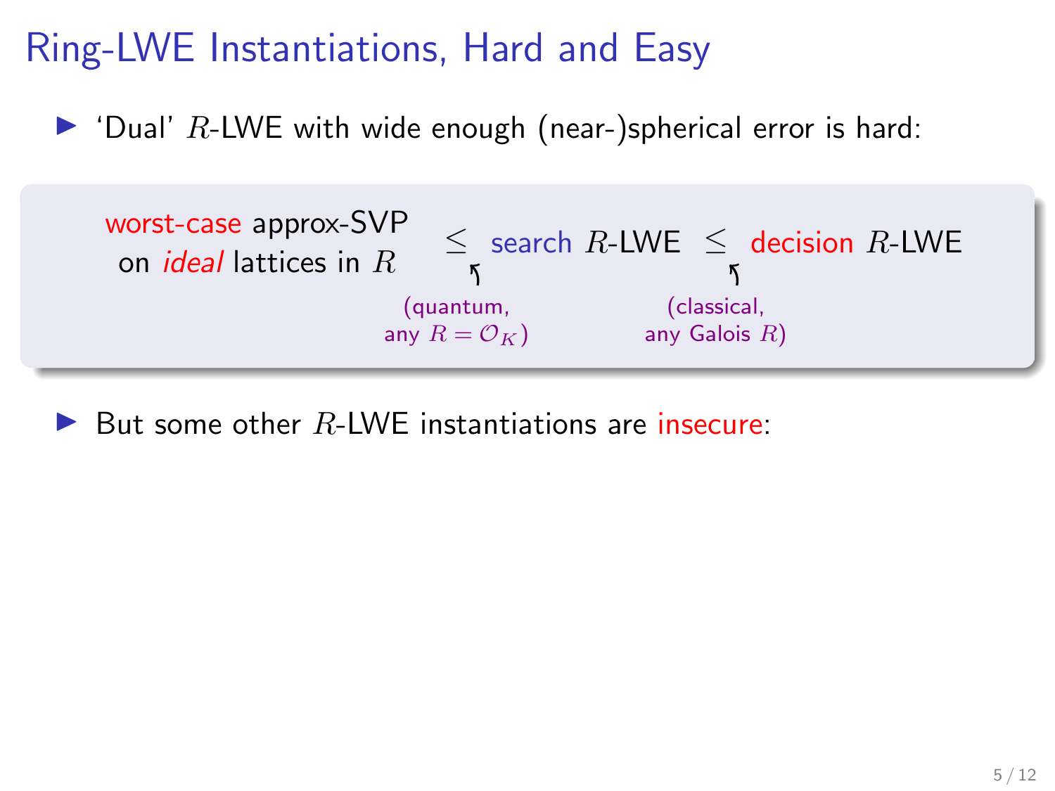# Ring-LWE Instantiations, Hard and Easy

- 'Dual' $R$-LWE with wide enough (near-)spherical error is hard:

> worst-case approx-SVP on *ideal* lattices in $R$ $\leq$ search $R$-LWE $\leq$ decision $R$-LWE
>
> (first $\leq$: quantum, any $R = \mathcal{O}_K$) (second $\leq$: classical, any Galois $R$)

- But some other $R$-LWE instantiations are insecure: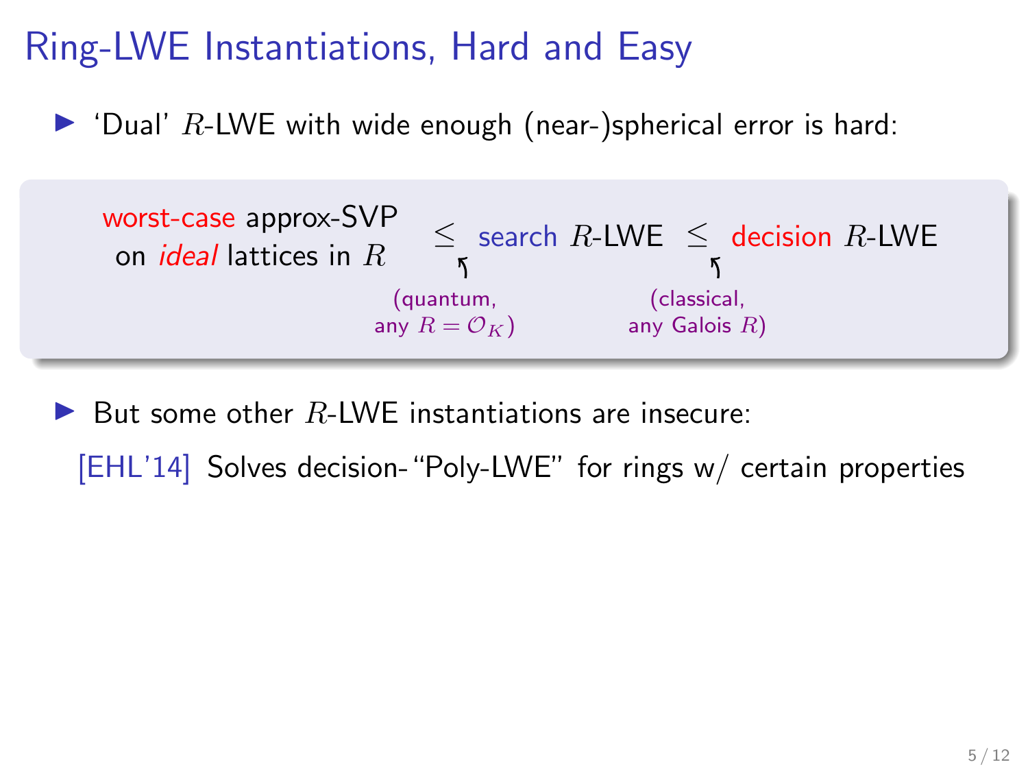# Ring-LWE Instantiations, Hard and Easy

- 'Dual' $R$-LWE with wide enough (near-)spherical error is hard:

> worst-case approx-SVP on *ideal* lattices in $R$ $\leq$ search $R$-LWE $\leq$ decision $R$-LWE
>
> (first $\leq$: quantum, any $R = \mathcal{O}_K$) (second $\leq$: classical, any Galois $R$)

- But some other $R$-LWE instantiations are insecure:

  [EHL'14] Solves decision-"Poly-LWE" for rings w/ certain properties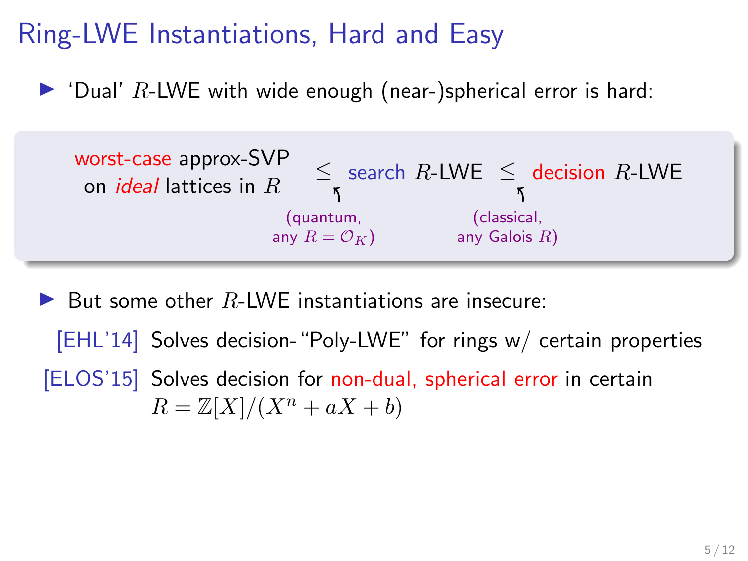# Ring-LWE Instantiations, Hard and Easy

- 'Dual' $R$-LWE with wide enough (near-)spherical error is hard:

> worst-case approx-SVP on *ideal* lattices in $R$ $\leq$ search $R$-LWE $\leq$ decision $R$-LWE
>
> (first $\leq$: quantum, any $R = \mathcal{O}_K$) (second $\leq$: classical, any Galois $R$)

- But some other $R$-LWE instantiations are insecure:

  [EHL'14] Solves decision-"Poly-LWE" for rings w/ certain properties

  [ELOS'15] Solves decision for non-dual, spherical error in certain $R = \mathbb{Z}[X]/(X^n + aX + b)$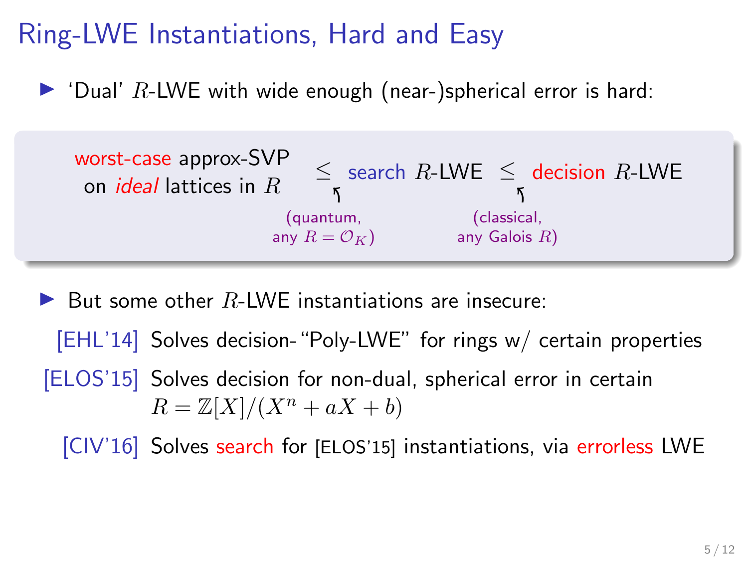# Ring-LWE Instantiations, Hard and Easy

- 'Dual' $R$-LWE with wide enough (near-)spherical error is hard:

> worst-case approx-SVP on *ideal* lattices in $R$ $\leq$ search $R$-LWE $\leq$ decision $R$-LWE
>
> (first $\leq$: quantum, any $R = \mathcal{O}_K$; second $\leq$: classical, any Galois $R$)

- But some other $R$-LWE instantiations are insecure:

  - [EHL'14] Solves decision-"Poly-LWE" for rings w/ certain properties
  - [ELOS'15] Solves decision for non-dual, spherical error in certain $R = \mathbb{Z}[X]/(X^n + aX + b)$
  - [CIV'16] Solves search for [ELOS'15] instantiations, via errorless LWE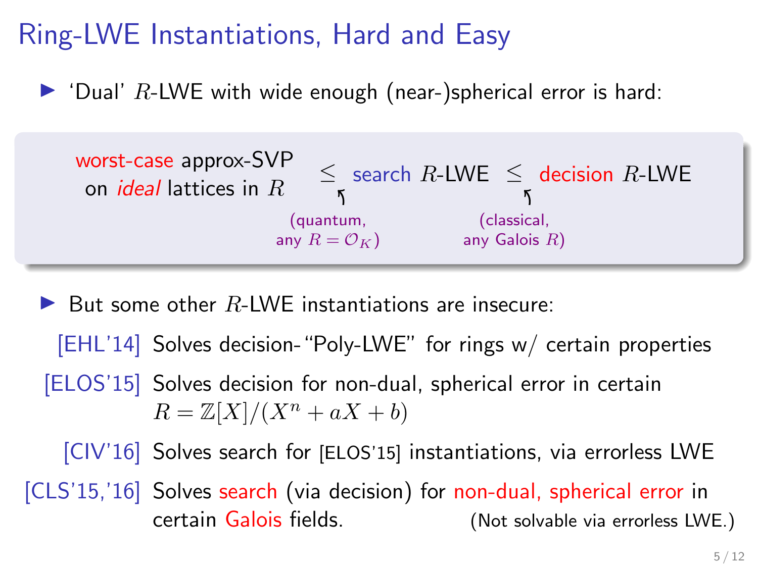# Ring-LWE Instantiations, Hard and Easy

- 'Dual' $R$-LWE with wide enough (near-)spherical error is hard:

> worst-case approx-SVP on *ideal* lattices in $R$ $\leq$ search $R$-LWE $\leq$ decision $R$-LWE
>
> (first $\leq$: quantum, any $R = \mathcal{O}_K$) (second $\leq$: classical, any Galois $R$)

- But some other $R$-LWE instantiations are insecure:

[EHL'14] Solves decision-"Poly-LWE" for rings w/ certain properties

[ELOS'15] Solves decision for non-dual, spherical error in certain $R = \mathbb{Z}[X]/(X^n + aX + b)$

[CIV'16] Solves search for [ELOS'15] instantiations, via errorless LWE

[CLS'15,'16] Solves search (via decision) for non-dual, spherical error in certain Galois fields. (Not solvable via errorless LWE.)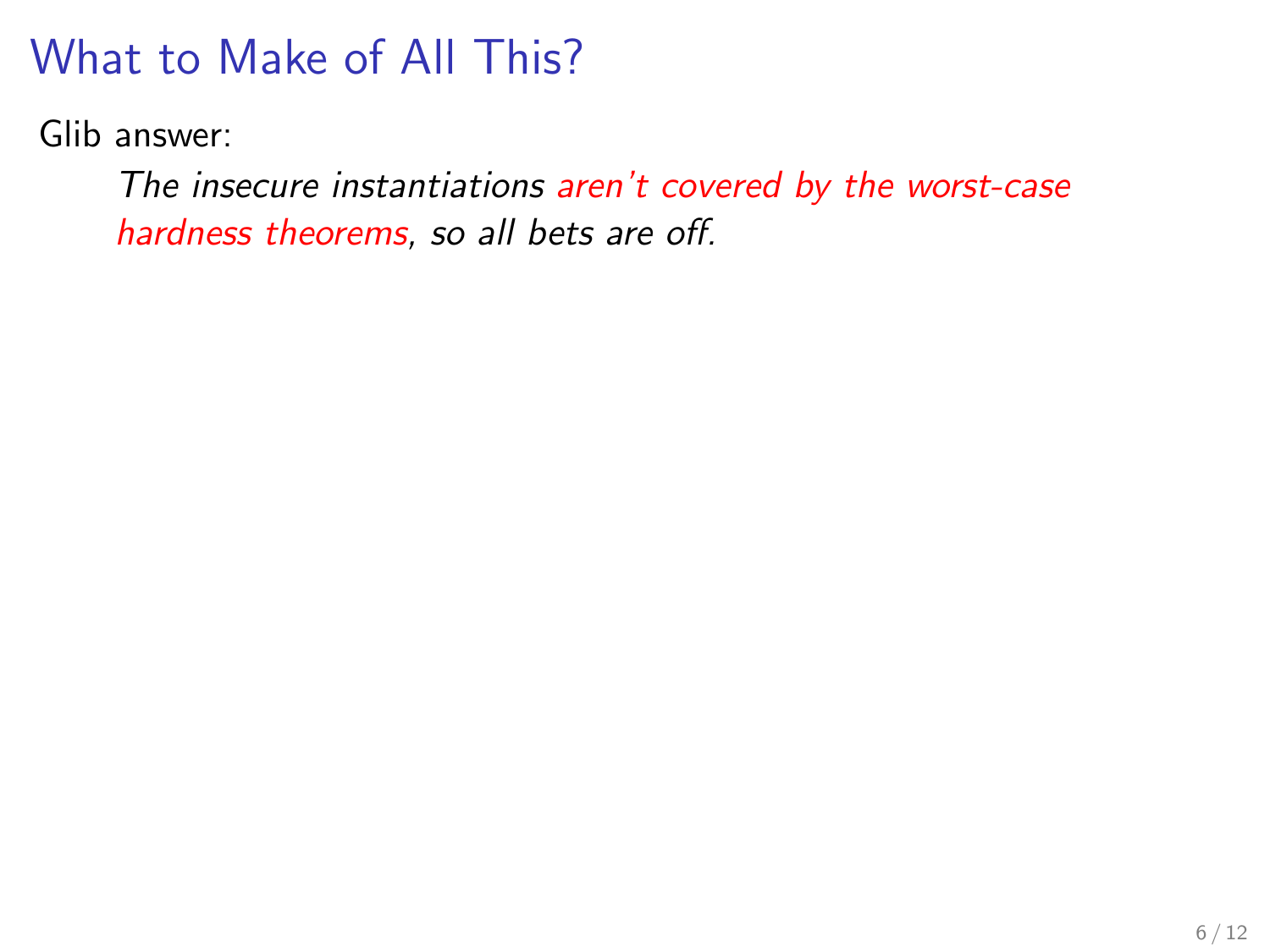# What to Make of All This?

Glib answer:

> *The insecure instantiations aren't covered by the worst-case hardness theorems, so all bets are off.*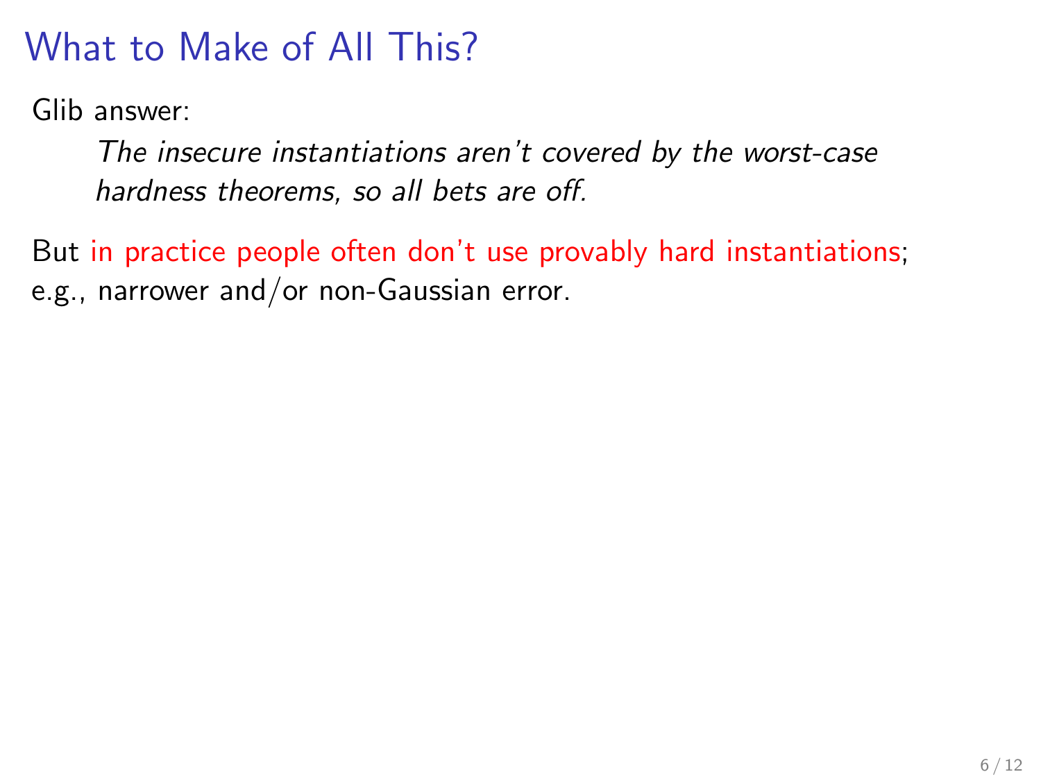# What to Make of All This?

Glib answer:

> *The insecure instantiations aren't covered by the worst-case hardness theorems, so all bets are off.*

But in practice people often don't use provably hard instantiations; e.g., narrower and/or non-Gaussian error.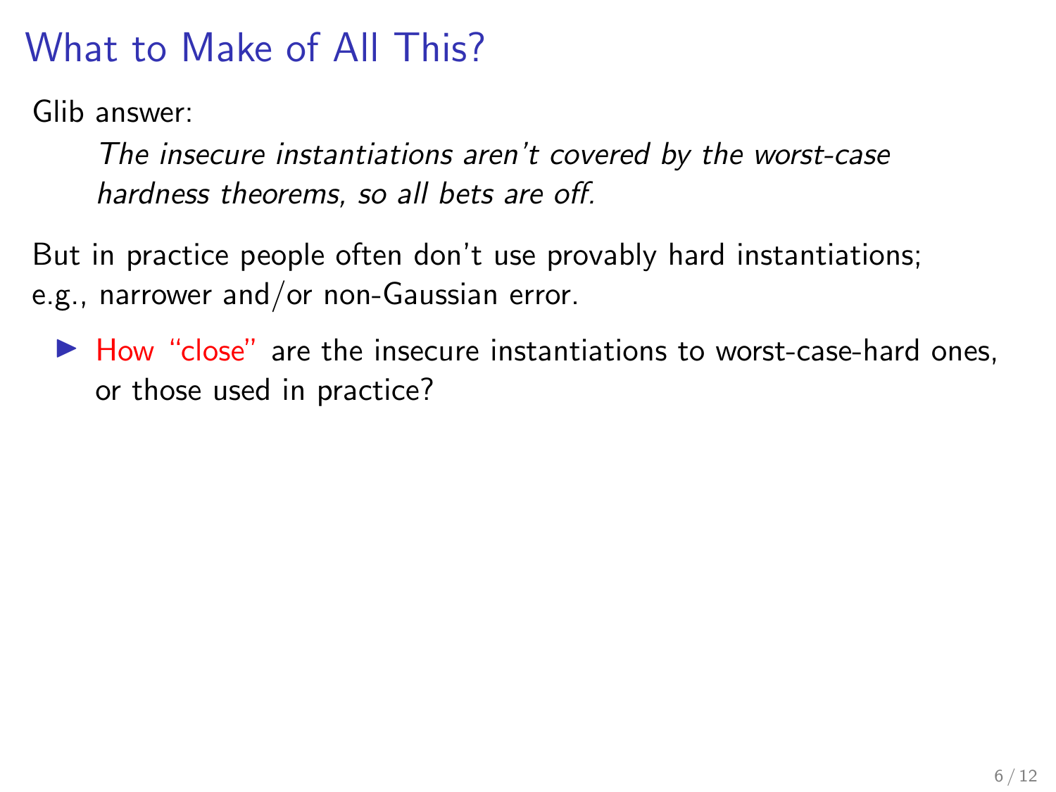# What to Make of All This?

Glib answer:

> *The insecure instantiations aren't covered by the worst-case hardness theorems, so all bets are off.*

But in practice people often don't use provably hard instantiations; e.g., narrower and/or non-Gaussian error.

- How "close" are the insecure instantiations to worst-case-hard ones, or those used in practice?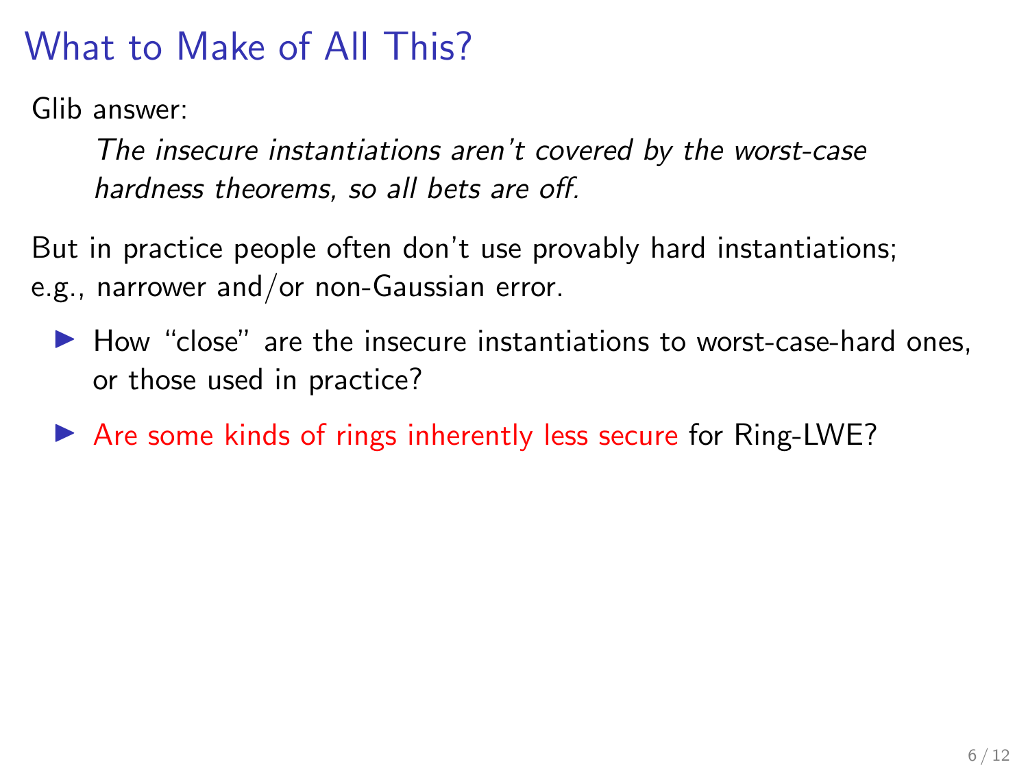# What to Make of All This?

Glib answer:

> *The insecure instantiations aren't covered by the worst-case hardness theorems, so all bets are off.*

But in practice people often don't use provably hard instantiations; e.g., narrower and/or non-Gaussian error.

- How "close" are the insecure instantiations to worst-case-hard ones, or those used in practice?
- Are some kinds of rings inherently less secure for Ring-LWE?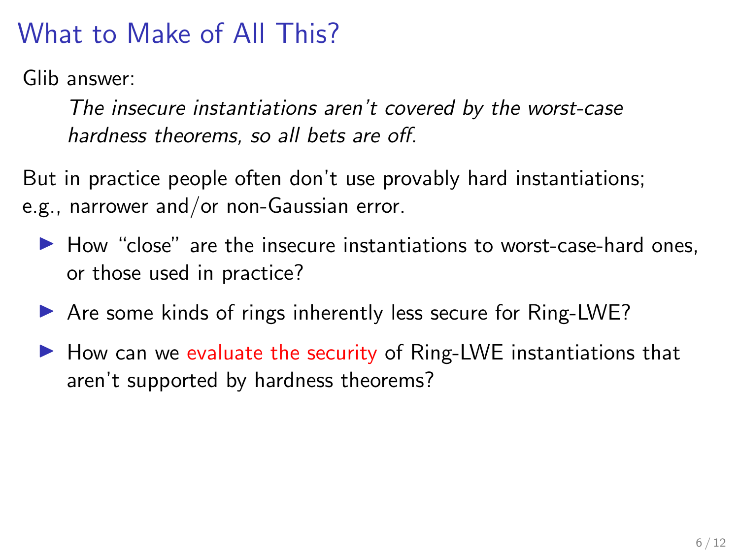# What to Make of All This?

Glib answer:

> *The insecure instantiations aren't covered by the worst-case hardness theorems, so all bets are off.*

But in practice people often don't use provably hard instantiations; e.g., narrower and/or non-Gaussian error.

- How "close" are the insecure instantiations to worst-case-hard ones, or those used in practice?
- Are some kinds of rings inherently less secure for Ring-LWE?
- How can we evaluate the security of Ring-LWE instantiations that aren't supported by hardness theorems?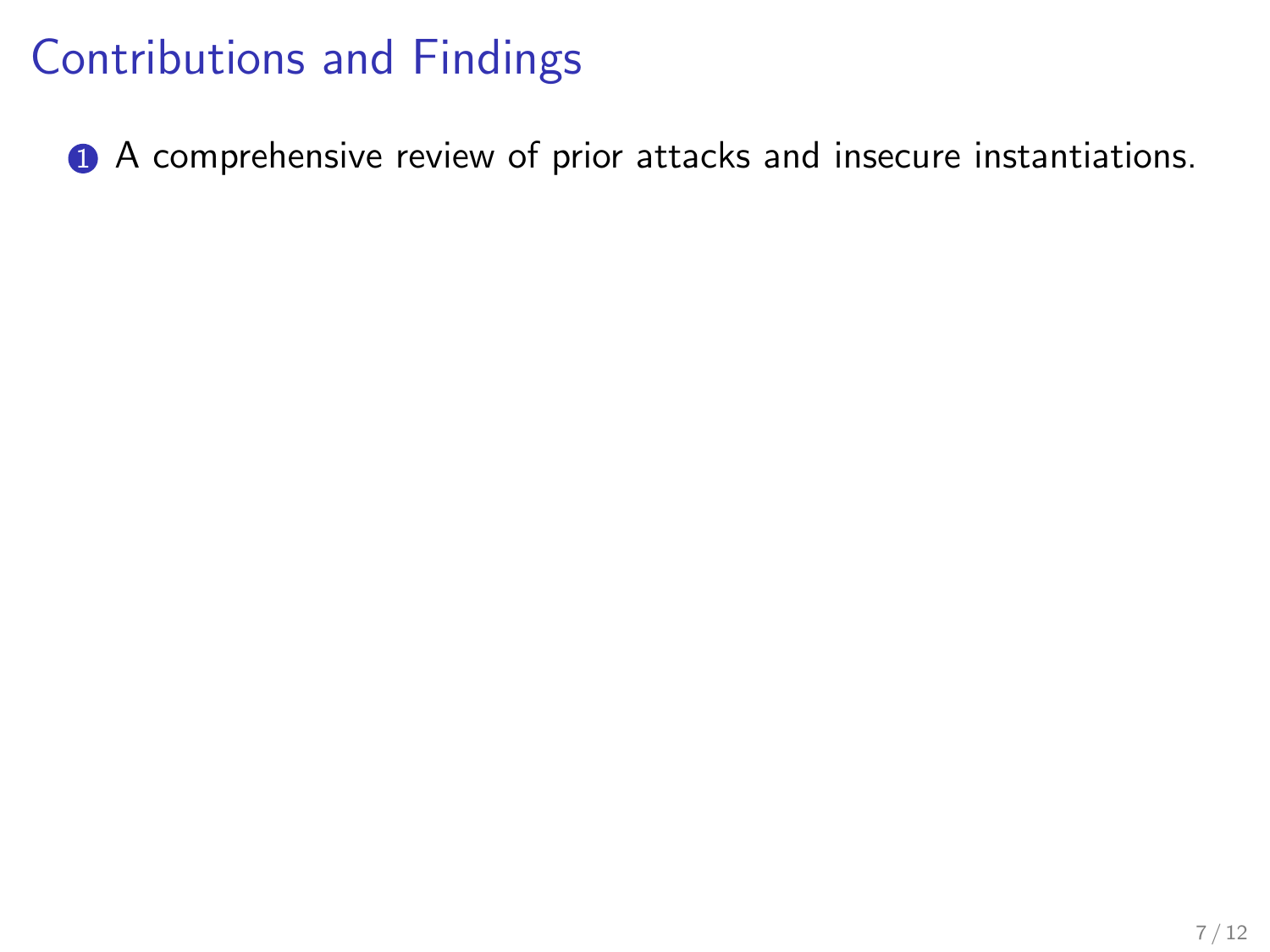# Contributions and Findings

1. A comprehensive review of prior attacks and insecure instantiations.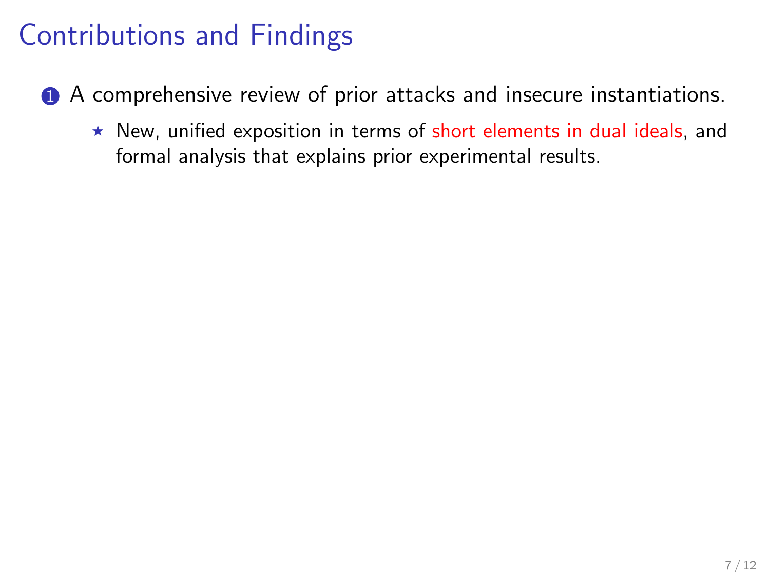# Contributions and Findings

1. A comprehensive review of prior attacks and insecure instantiations.
   - ⋆ New, unified exposition in terms of short elements in dual ideals, and formal analysis that explains prior experimental results.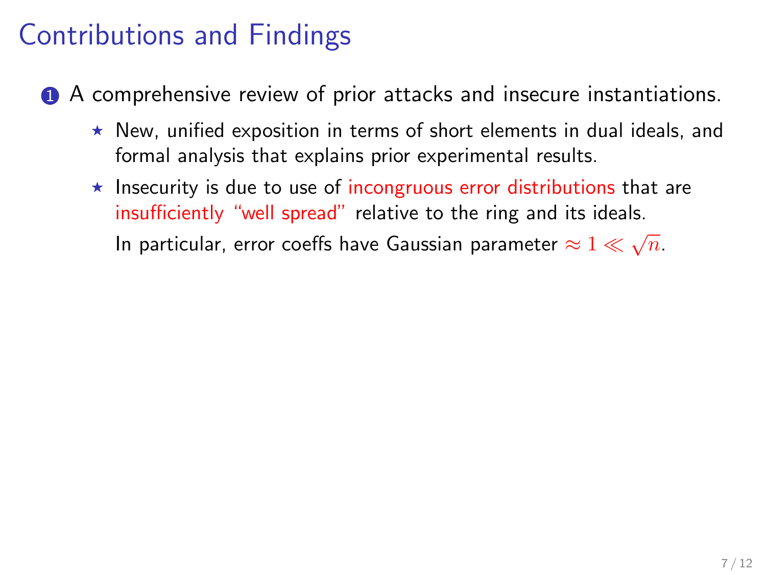# Contributions and Findings

1. A comprehensive review of prior attacks and insecure instantiations.
   - ⋆ New, unified exposition in terms of short elements in dual ideals, and formal analysis that explains prior experimental results.
   - ⋆ Insecurity is due to use of incongruous error distributions that are insufficiently "well spread" relative to the ring and its ideals.

     In particular, error coeffs have Gaussian parameter $\approx 1 \ll \sqrt{n}$.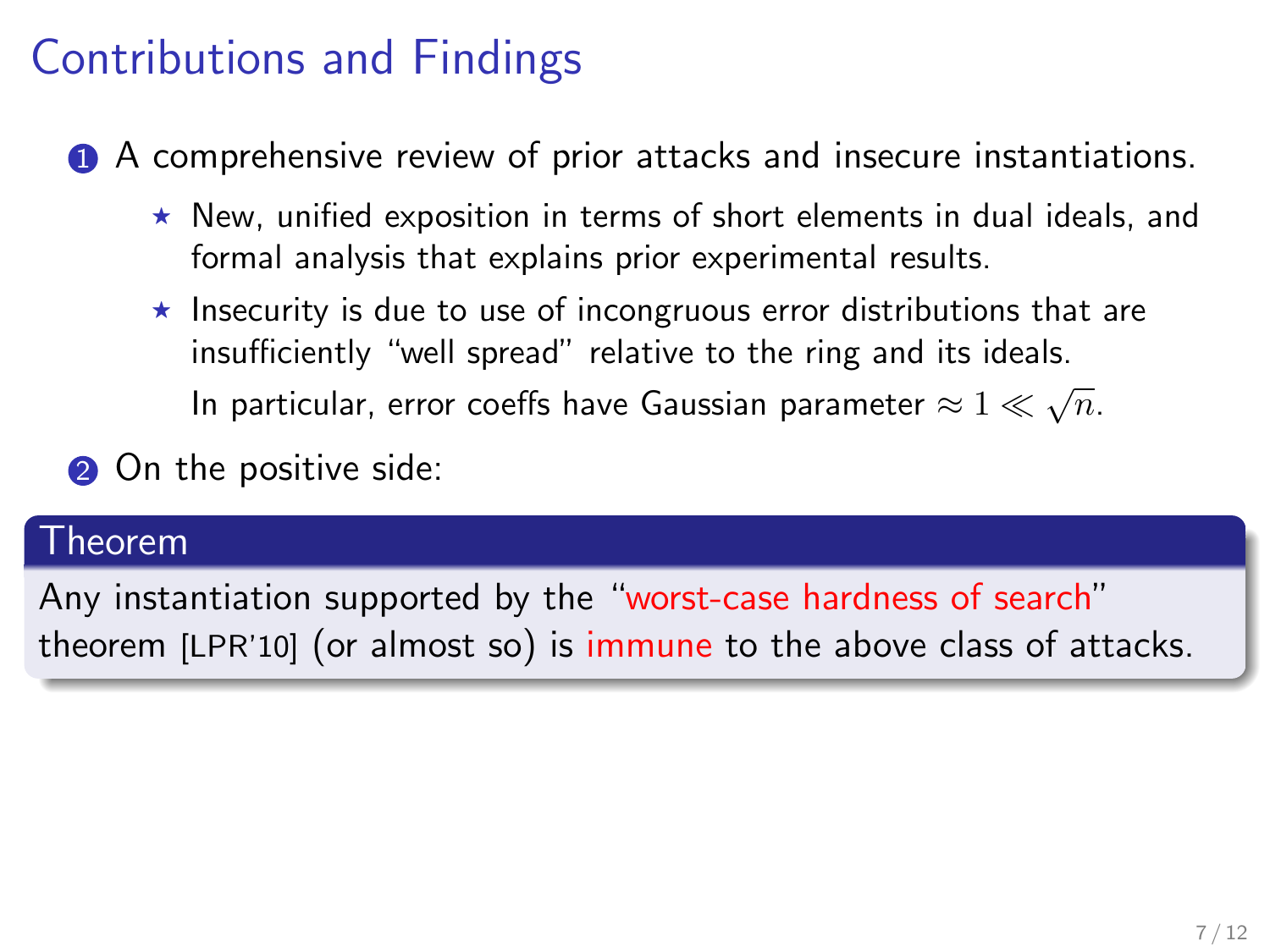# Contributions and Findings

1. A comprehensive review of prior attacks and insecure instantiations.
   - ⋆ New, unified exposition in terms of short elements in dual ideals, and formal analysis that explains prior experimental results.
   - ⋆ Insecurity is due to use of incongruous error distributions that are insufficiently "well spread" relative to the ring and its ideals.

     In particular, error coeffs have Gaussian parameter $\approx 1 \ll \sqrt{n}$.

2. On the positive side:

**Theorem**

Any instantiation supported by the "worst-case hardness of search" theorem [LPR'10] (or almost so) is immune to the above class of attacks.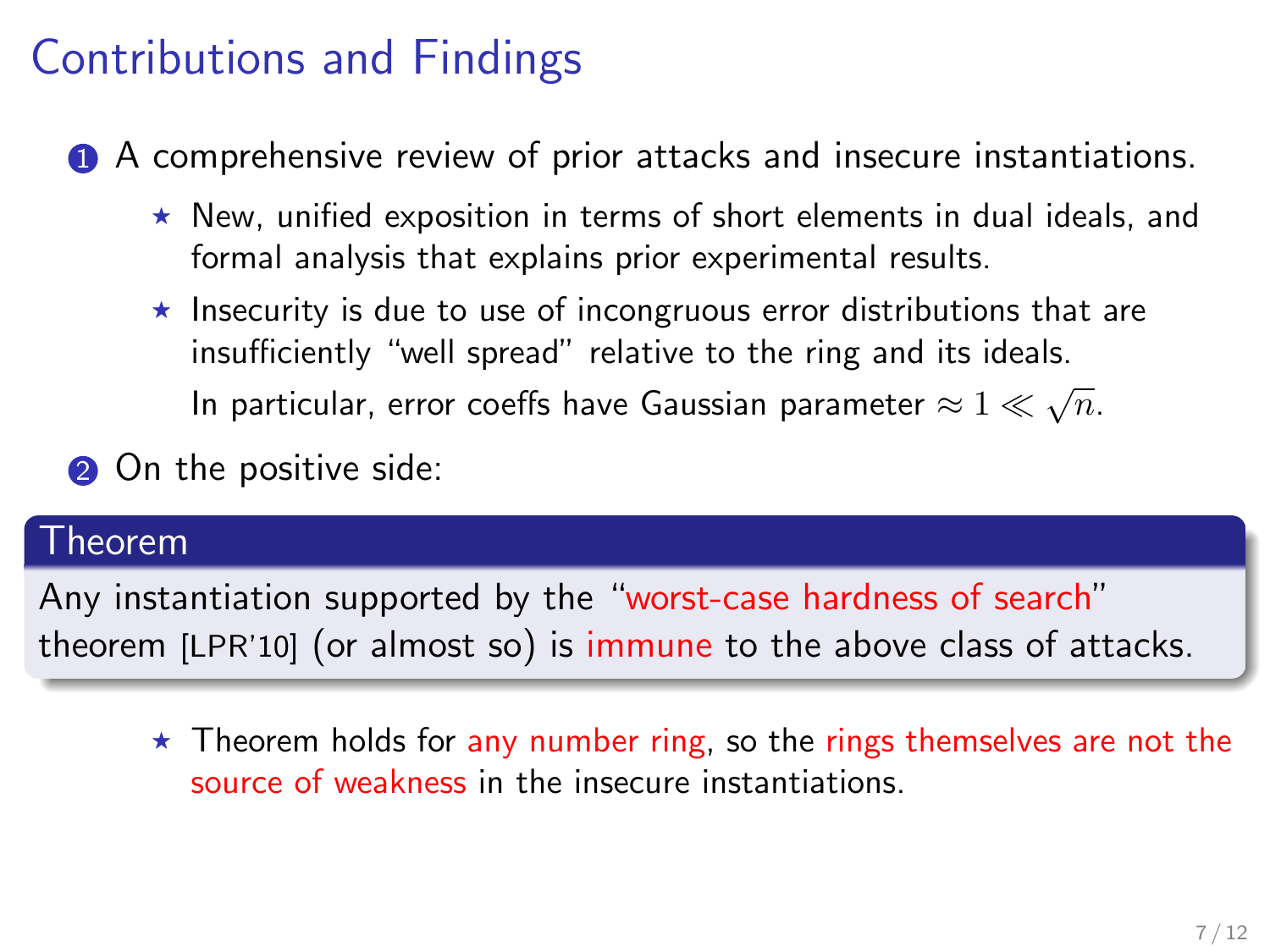# Contributions and Findings

1. A comprehensive review of prior attacks and insecure instantiations.
   - ⋆ New, unified exposition in terms of short elements in dual ideals, and formal analysis that explains prior experimental results.
   - ⋆ Insecurity is due to use of incongruous error distributions that are insufficiently "well spread" relative to the ring and its ideals.

     In particular, error coeffs have Gaussian parameter $\approx 1 \ll \sqrt{n}$.

2. On the positive side:

**Theorem**

Any instantiation supported by the "worst-case hardness of search" theorem [LPR'10] (or almost so) is immune to the above class of attacks.

- ⋆ Theorem holds for any number ring, so the rings themselves are not the source of weakness in the insecure instantiations.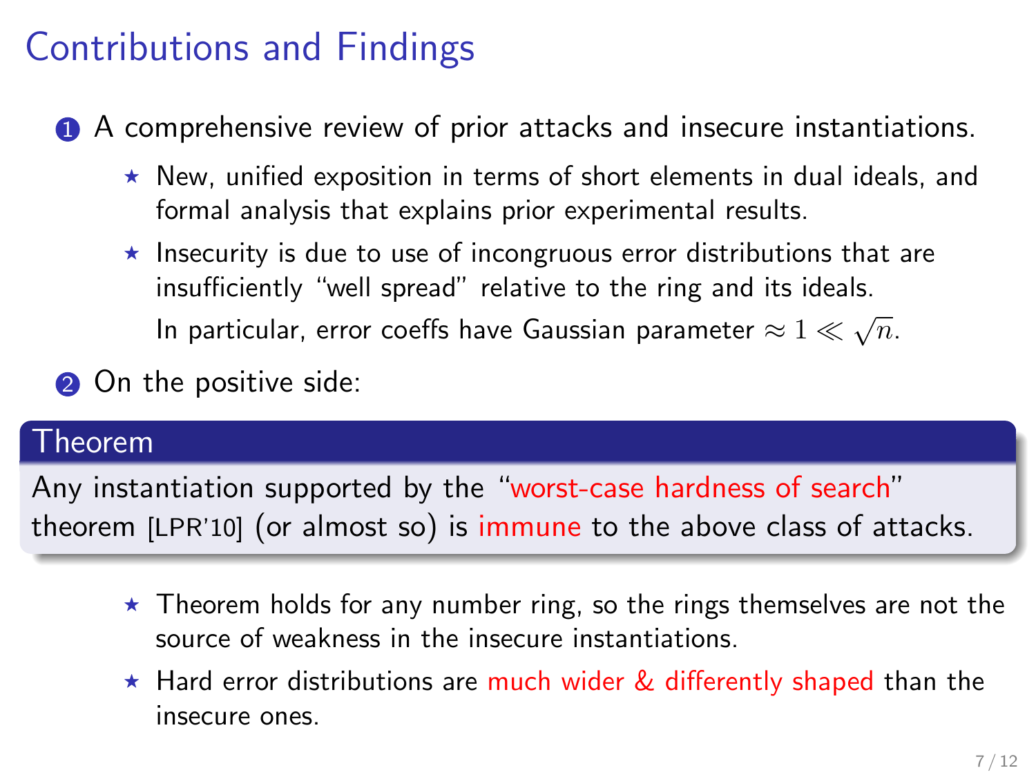# Contributions and Findings

1. A comprehensive review of prior attacks and insecure instantiations.
   - ⋆ New, unified exposition in terms of short elements in dual ideals, and formal analysis that explains prior experimental results.
   - ⋆ Insecurity is due to use of incongruous error distributions that are insufficiently "well spread" relative to the ring and its ideals.

     In particular, error coeffs have Gaussian parameter $\approx 1 \ll \sqrt{n}$.

2. On the positive side:

**Theorem**

Any instantiation supported by the "worst-case hardness of search" theorem [LPR'10] (or almost so) is immune to the above class of attacks.

- ⋆ Theorem holds for any number ring, so the rings themselves are not the source of weakness in the insecure instantiations.
- ⋆ Hard error distributions are much wider & differently shaped than the insecure ones.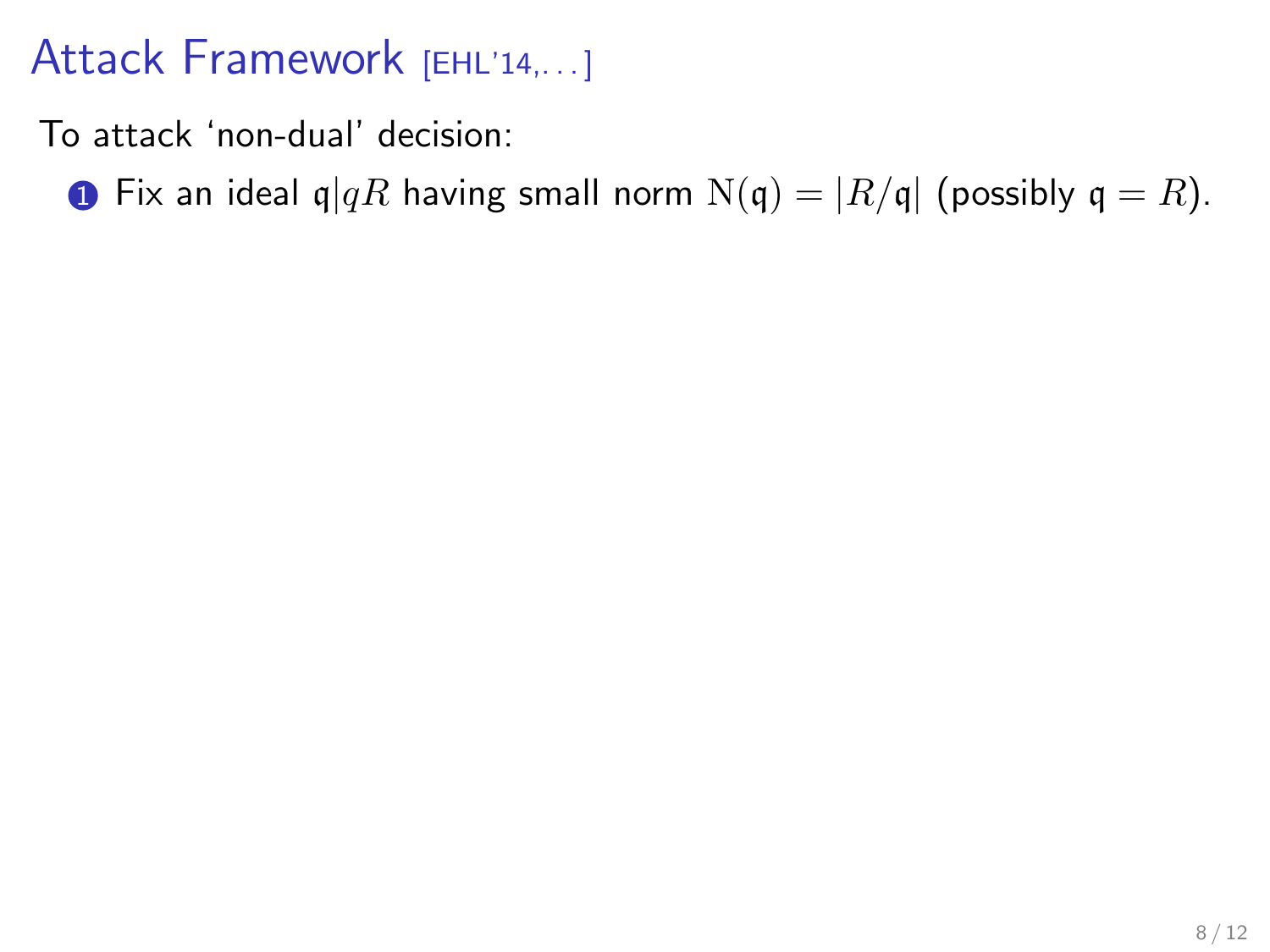# Attack Framework [EHL'14,. . . ]

To attack 'non-dual' decision:

1. Fix an ideal $\mathfrak{q} | qR$ having small norm $\mathrm{N}(\mathfrak{q}) = |R/\mathfrak{q}|$ (possibly $\mathfrak{q} = R$).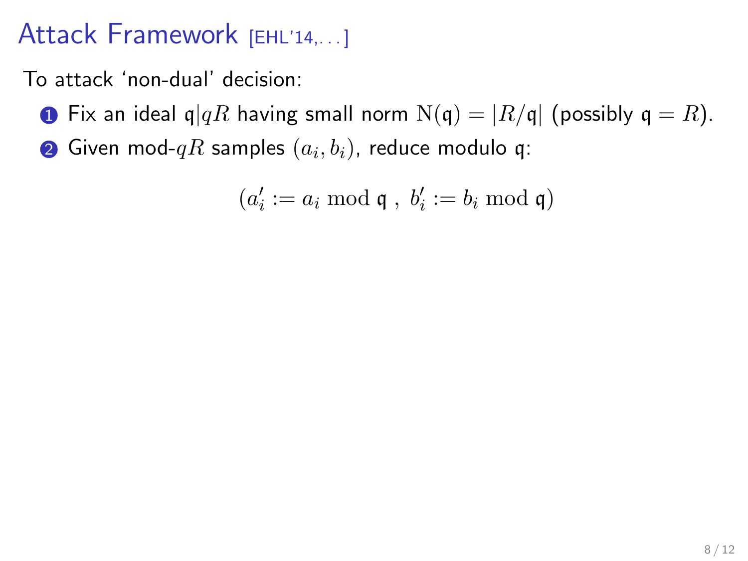# Attack Framework [EHL'14,...]

To attack 'non-dual' decision:

1. Fix an ideal $\mathfrak{q} | qR$ having small norm $\mathrm{N}(\mathfrak{q}) = |R/\mathfrak{q}|$ (possibly $\mathfrak{q} = R$).
2. Given mod-$qR$ samples $(a_i, b_i)$, reduce modulo $\mathfrak{q}$:

$$(a_i' := a_i \bmod \mathfrak{q} \ , \ b_i' := b_i \bmod \mathfrak{q})$$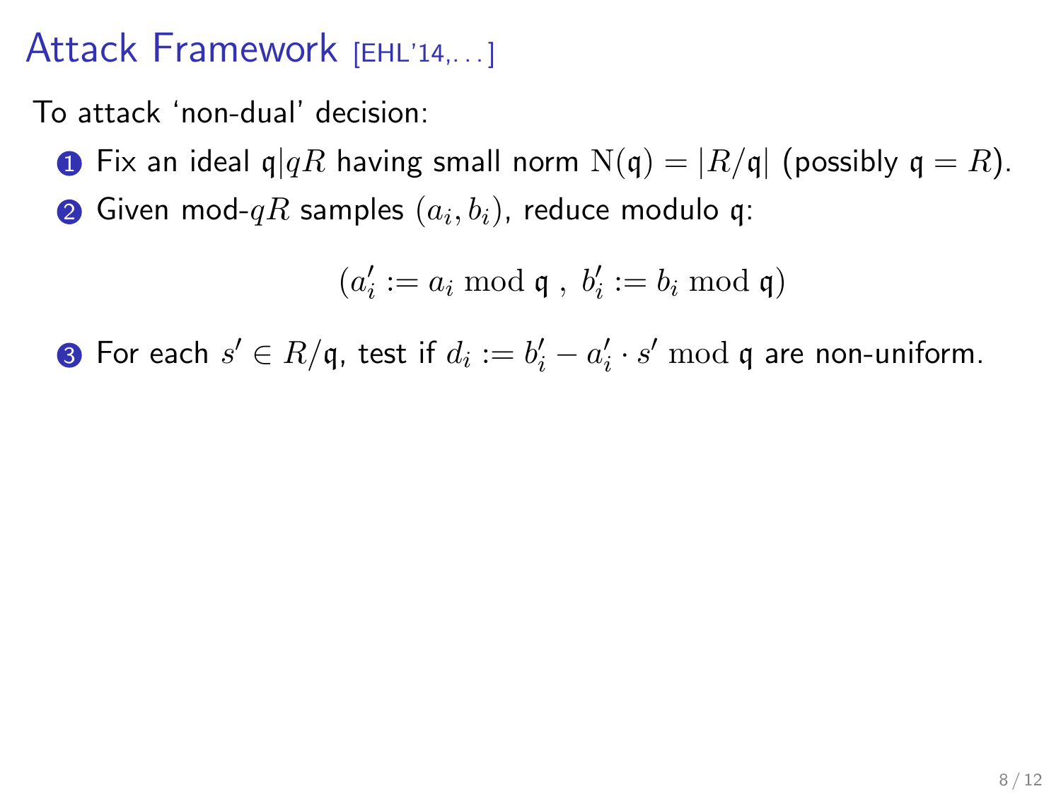# Attack Framework [EHL'14,...]

To attack 'non-dual' decision:

1. Fix an ideal $\mathfrak{q} | qR$ having small norm $\mathrm{N}(\mathfrak{q}) = |R/\mathfrak{q}|$ (possibly $\mathfrak{q} = R$).
2. Given mod-$qR$ samples $(a_i, b_i)$, reduce modulo $\mathfrak{q}$:

$$(a_i' := a_i \bmod \mathfrak{q} \ , \ b_i' := b_i \bmod \mathfrak{q})$$

3. For each $s' \in R/\mathfrak{q}$, test if $d_i := b_i' - a_i' \cdot s' \bmod \mathfrak{q}$ are non-uniform.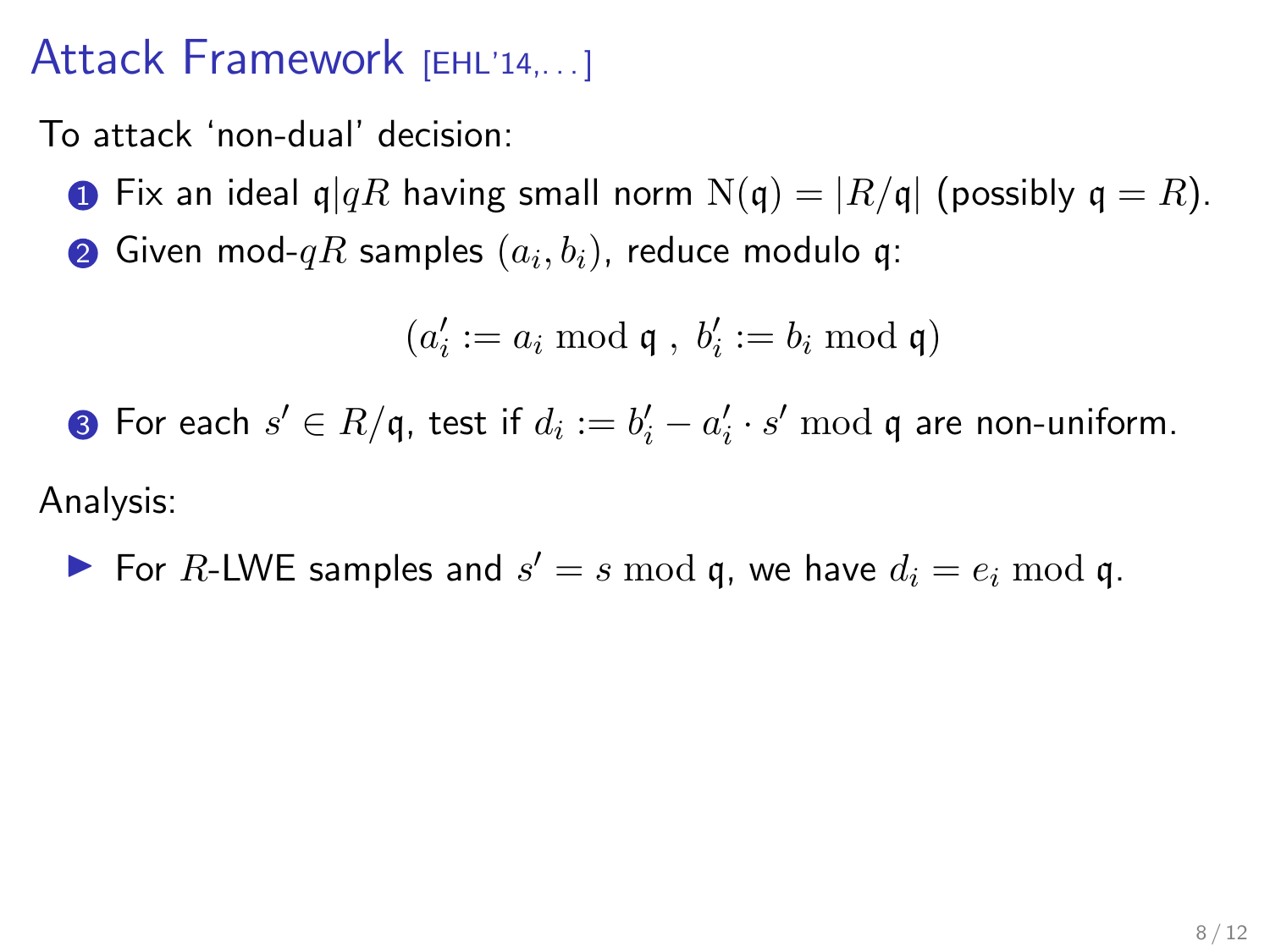# Attack Framework [EHL'14,...]

To attack 'non-dual' decision:

1. Fix an ideal $\mathfrak{q} | qR$ having small norm $\mathrm{N}(\mathfrak{q}) = |R/\mathfrak{q}|$ (possibly $\mathfrak{q} = R$).
2. Given mod-$qR$ samples $(a_i, b_i)$, reduce modulo $\mathfrak{q}$:

$$(a'_i := a_i \bmod \mathfrak{q} \ , \ b'_i := b_i \bmod \mathfrak{q})$$

3. For each $s' \in R/\mathfrak{q}$, test if $d_i := b'_i - a'_i \cdot s' \bmod \mathfrak{q}$ are non-uniform.

Analysis:

- For $R$-LWE samples and $s' = s \bmod \mathfrak{q}$, we have $d_i = e_i \bmod \mathfrak{q}$.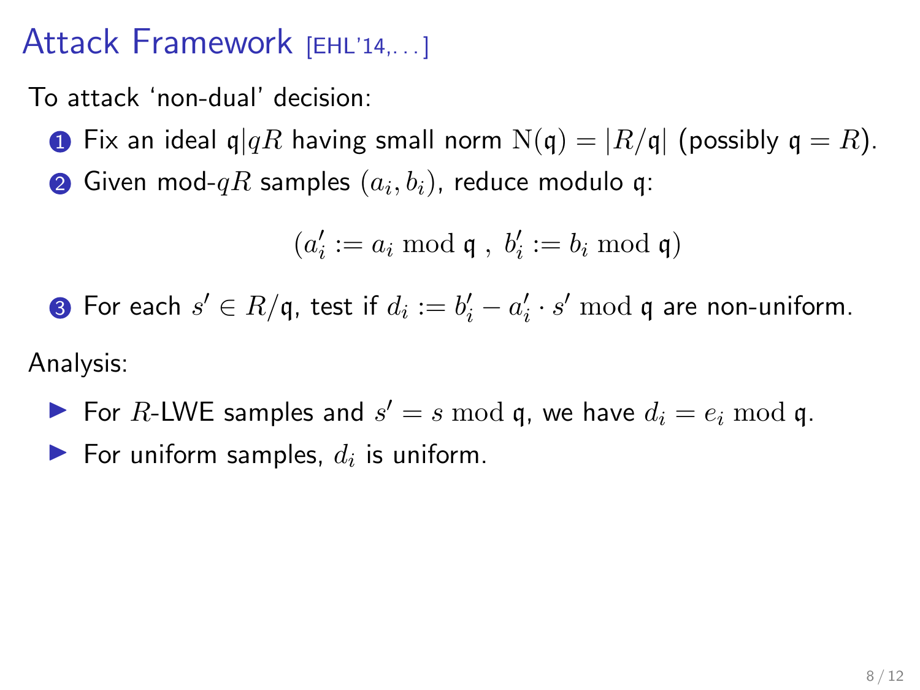# Attack Framework [EHL'14,...]

To attack 'non-dual' decision:

1. Fix an ideal $\mathfrak{q} | qR$ having small norm $\mathrm{N}(\mathfrak{q}) = |R/\mathfrak{q}|$ (possibly $\mathfrak{q} = R$).
2. Given mod-$qR$ samples $(a_i, b_i)$, reduce modulo $\mathfrak{q}$:

$$(a_i' := a_i \bmod \mathfrak{q} \ , \ b_i' := b_i \bmod \mathfrak{q})$$

3. For each $s' \in R/\mathfrak{q}$, test if $d_i := b_i' - a_i' \cdot s' \bmod \mathfrak{q}$ are non-uniform.

Analysis:

- For $R$-LWE samples and $s' = s \bmod \mathfrak{q}$, we have $d_i = e_i \bmod \mathfrak{q}$.
- For uniform samples, $d_i$ is uniform.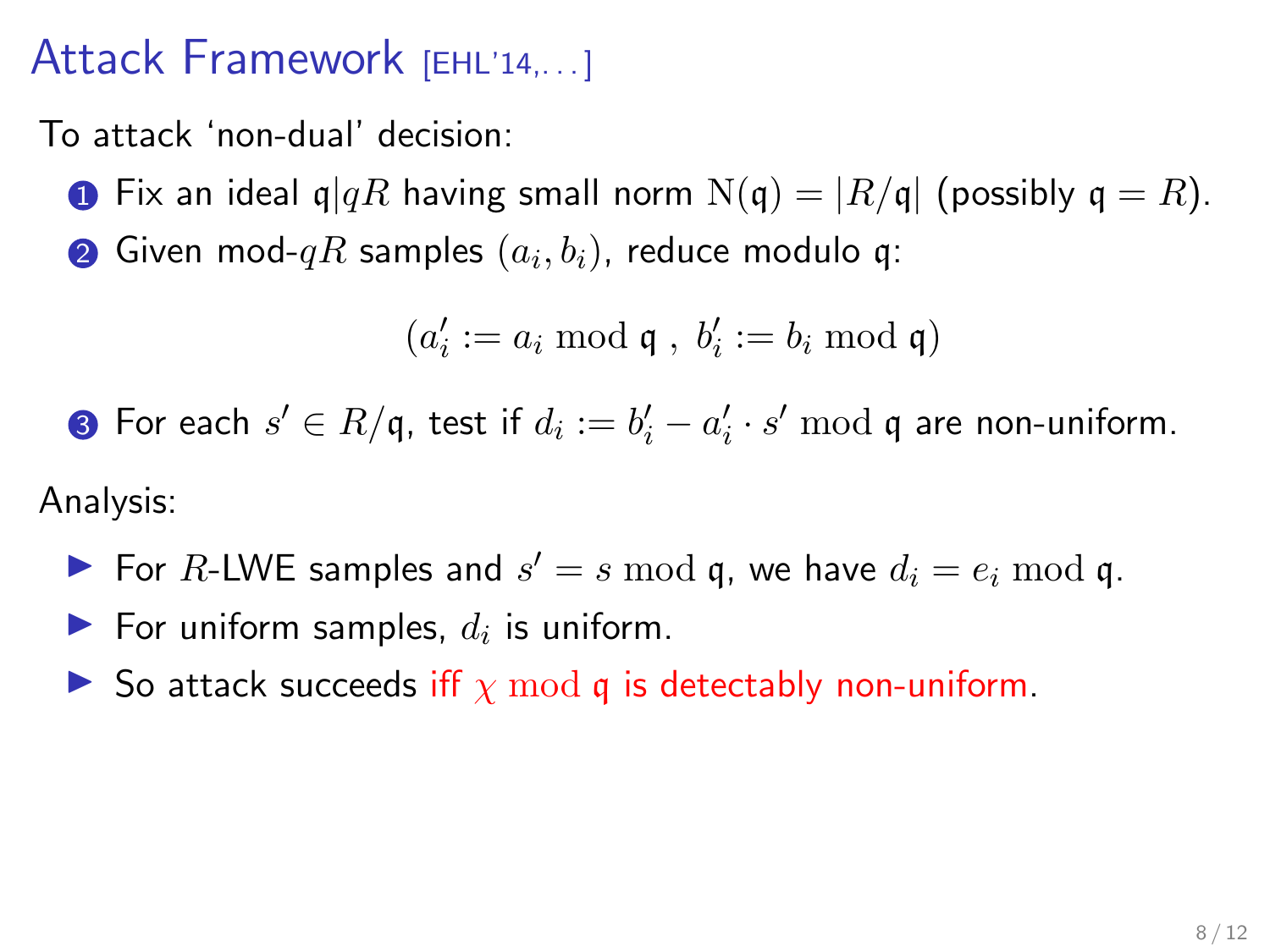# Attack Framework [EHL'14,...]

To attack 'non-dual' decision:

1. Fix an ideal $\mathfrak{q} | qR$ having small norm $\mathrm{N}(\mathfrak{q}) = |R/\mathfrak{q}|$ (possibly $\mathfrak{q} = R$).
2. Given mod-$qR$ samples $(a_i, b_i)$, reduce modulo $\mathfrak{q}$:

$$(a_i' := a_i \bmod \mathfrak{q} \ , \ b_i' := b_i \bmod \mathfrak{q})$$

3. For each $s' \in R/\mathfrak{q}$, test if $d_i := b_i' - a_i' \cdot s' \bmod \mathfrak{q}$ are non-uniform.

Analysis:

- For $R$-LWE samples and $s' = s \bmod \mathfrak{q}$, we have $d_i = e_i \bmod \mathfrak{q}$.
- For uniform samples, $d_i$ is uniform.
- So attack succeeds iff $\chi \bmod \mathfrak{q}$ is detectably non-uniform.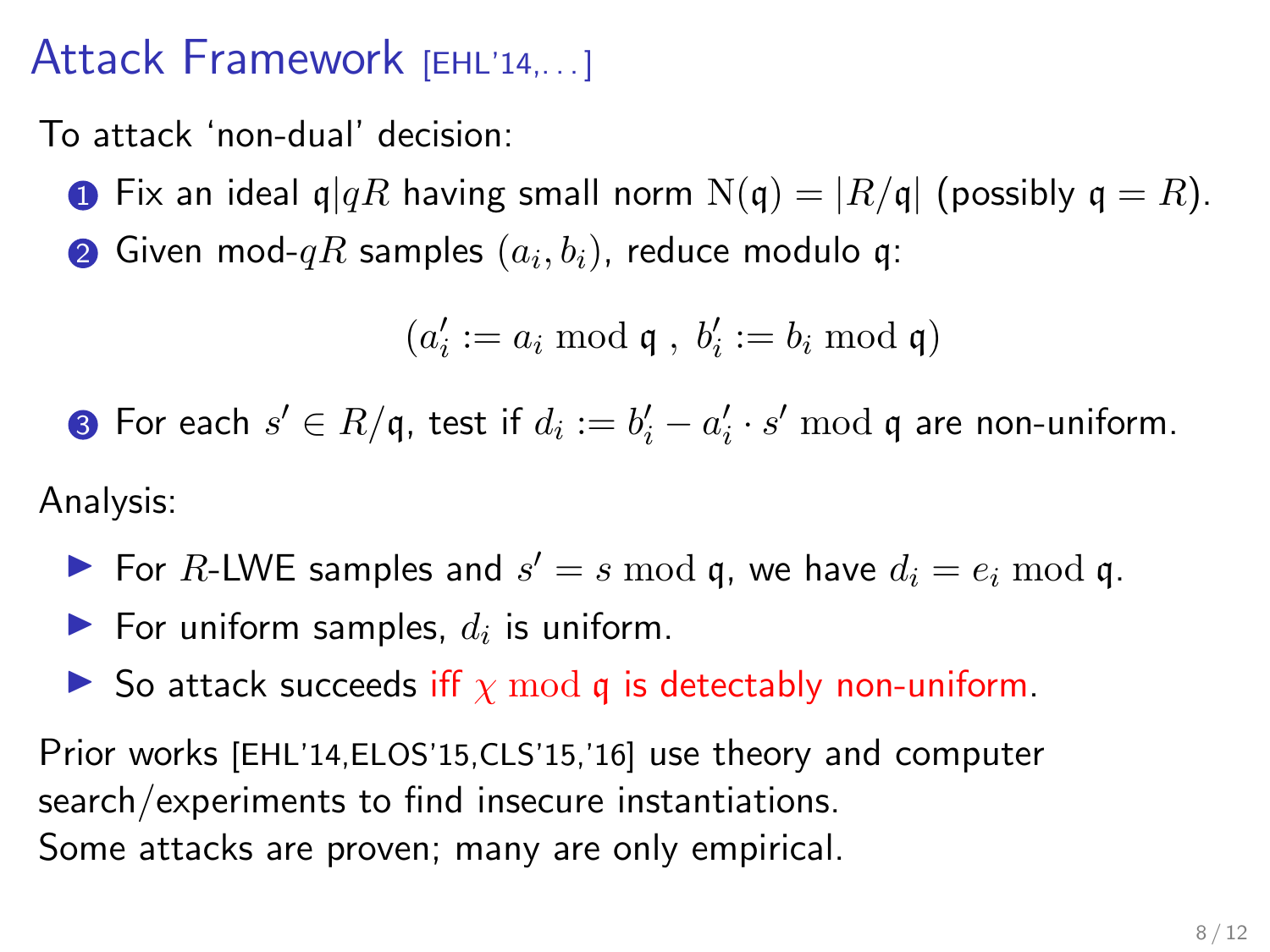# Attack Framework [EHL'14,...]

To attack 'non-dual' decision:

1. Fix an ideal $\mathfrak{q}|qR$ having small norm $\mathrm{N}(\mathfrak{q}) = |R/\mathfrak{q}|$ (possibly $\mathfrak{q} = R$).
2. Given mod-$qR$ samples $(a_i, b_i)$, reduce modulo $\mathfrak{q}$:

$$(a_i' := a_i \bmod \mathfrak{q}\ ,\ b_i' := b_i \bmod \mathfrak{q})$$

3. For each $s' \in R/\mathfrak{q}$, test if $d_i := b_i' - a_i' \cdot s' \bmod \mathfrak{q}$ are non-uniform.

Analysis:

- For $R$-LWE samples and $s' = s \bmod \mathfrak{q}$, we have $d_i = e_i \bmod \mathfrak{q}$.
- For uniform samples, $d_i$ is uniform.
- So attack succeeds iff $\chi \bmod \mathfrak{q}$ is detectably non-uniform.

Prior works [EHL'14,ELOS'15,CLS'15,'16] use theory and computer search/experiments to find insecure instantiations.
Some attacks are proven; many are only empirical.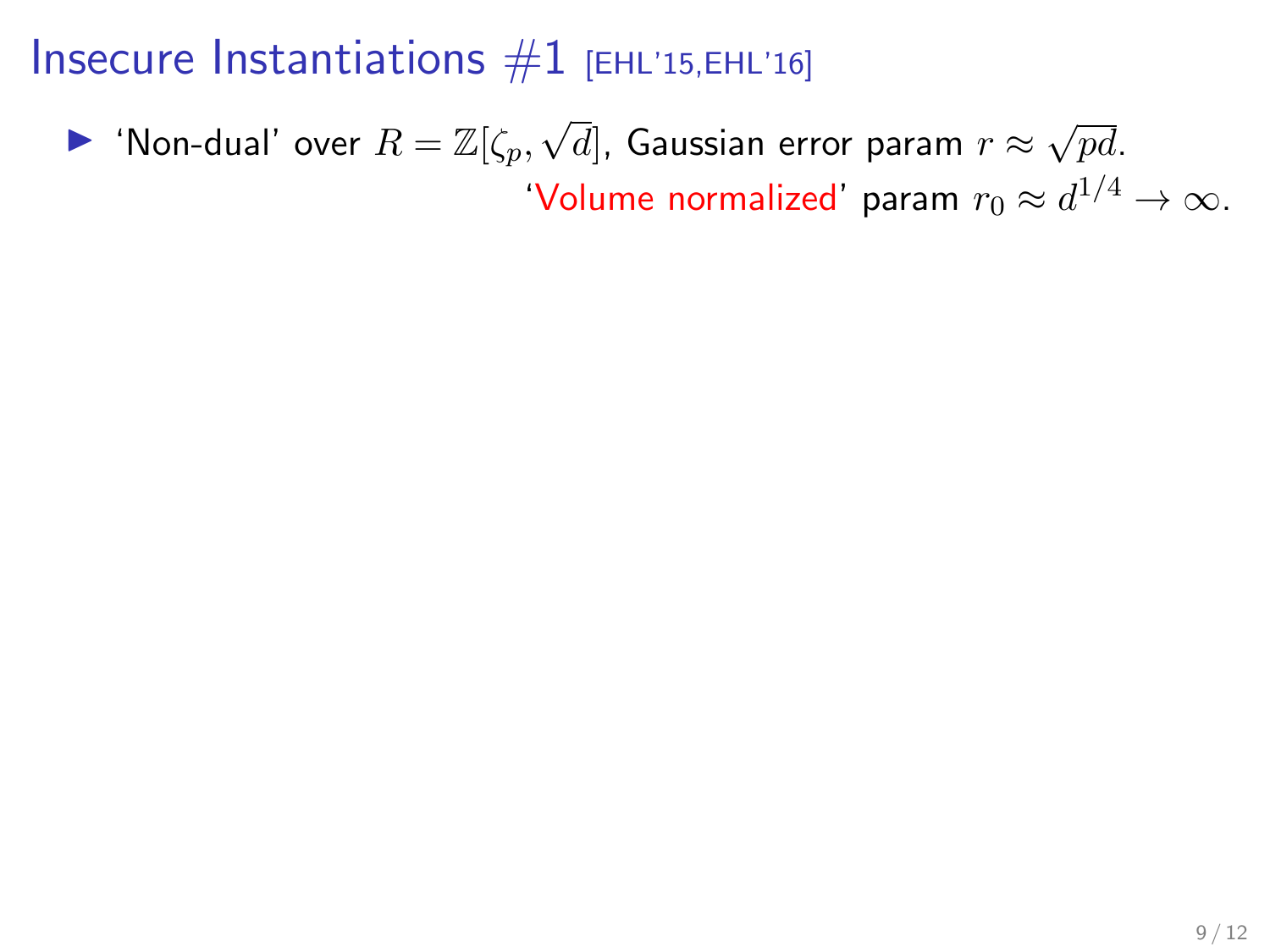# Insecure Instantiations #1 [EHL'15,EHL'16]

- 'Non-dual' over $R = \mathbb{Z}[\zeta_p, \sqrt{d}]$, Gaussian error param $r \approx \sqrt{pd}$.

  'Volume normalized' param $r_0 \approx d^{1/4} \to \infty$.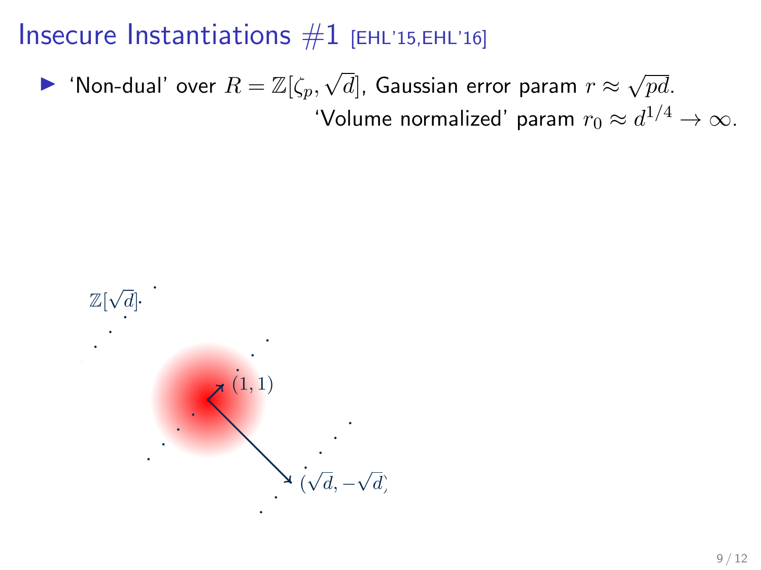# Insecure Instantiations #1 [EHL'15,EHL'16]

- 'Non-dual' over $R = \mathbb{Z}[\zeta_p, \sqrt{d}]$, Gaussian error param $r \approx \sqrt{pd}$.
  'Volume normalized' param $r_0 \approx d^{1/4} \to \infty$.

$\mathbb{Z}[\sqrt{d}]$

$(1, 1)$

$(\sqrt{d}, -\sqrt{d})$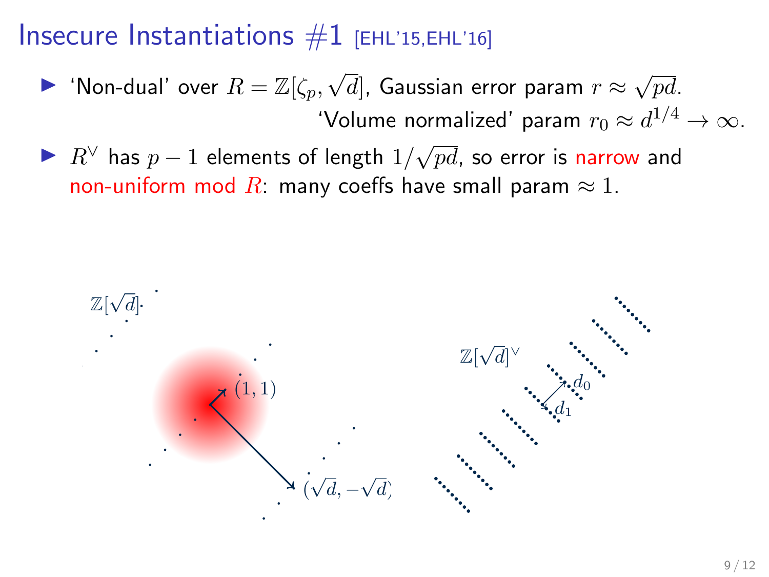# Insecure Instantiations #1 [EHL'15,EHL'16]

- 'Non-dual' over $R = \mathbb{Z}[\zeta_p, \sqrt{d}]$, Gaussian error param $r \approx \sqrt{pd}$.

  'Volume normalized' param $r_0 \approx d^{1/4} \to \infty$.

- $R^\vee$ has $p-1$ elements of length $1/\sqrt{pd}$, so error is narrow and non-uniform mod $R$: many coeffs have small param $\approx 1$.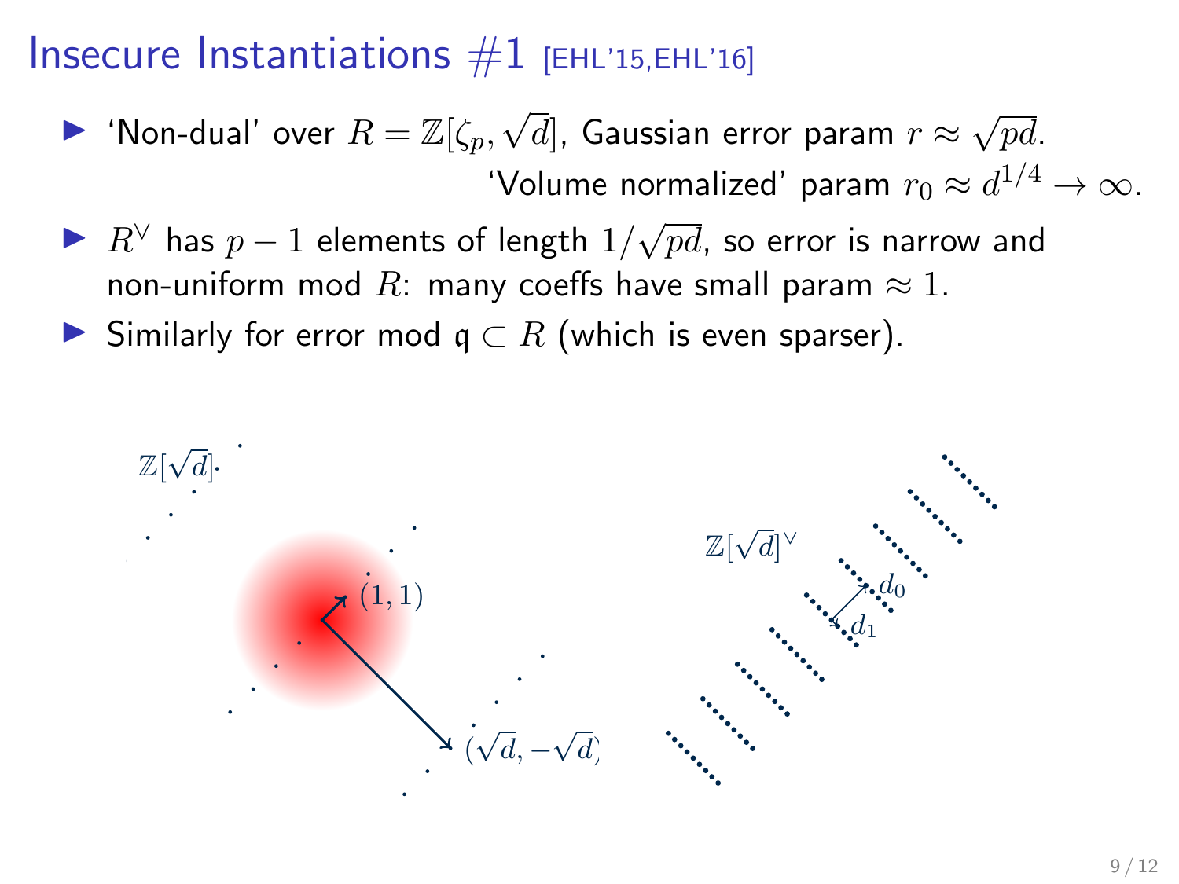# Insecure Instantiations #1 [EHL'15,EHL'16]

- 'Non-dual' over $R = \mathbb{Z}[\zeta_p, \sqrt{d}]$, Gaussian error param $r \approx \sqrt{pd}$.

  'Volume normalized' param $r_0 \approx d^{1/4} \to \infty$.
- $R^\vee$ has $p-1$ elements of length $1/\sqrt{pd}$, so error is narrow and non-uniform mod $R$: many coeffs have small param $\approx 1$.
- Similarly for error mod $\mathfrak{q} \subset R$ (which is even sparser).

$\mathbb{Z}[\sqrt{d}]$ $(1,1)$ $(\sqrt{d}, -\sqrt{d})$

$\mathbb{Z}[\sqrt{d}]^\vee$ $d_0$ $d_1$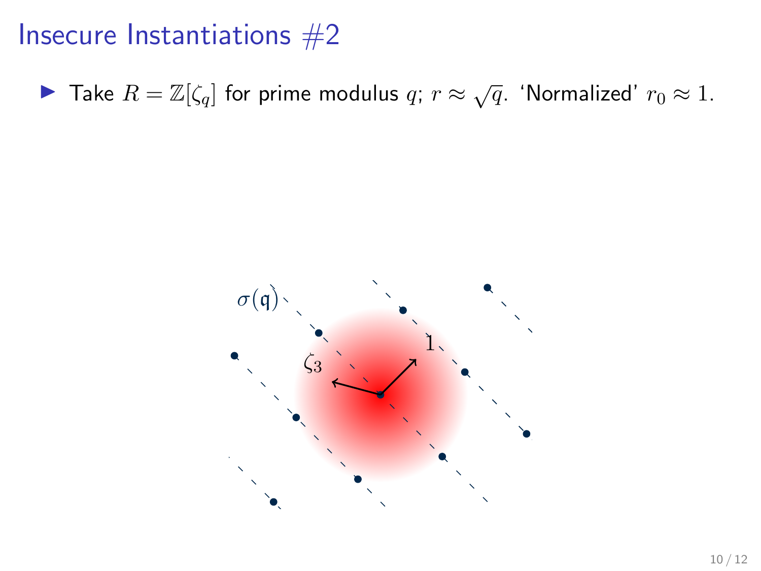# Insecure Instantiations #2

- Take $R = \mathbb{Z}[\zeta_q]$ for prime modulus $q$; $r \approx \sqrt{q}$. 'Normalized' $r_0 \approx 1$.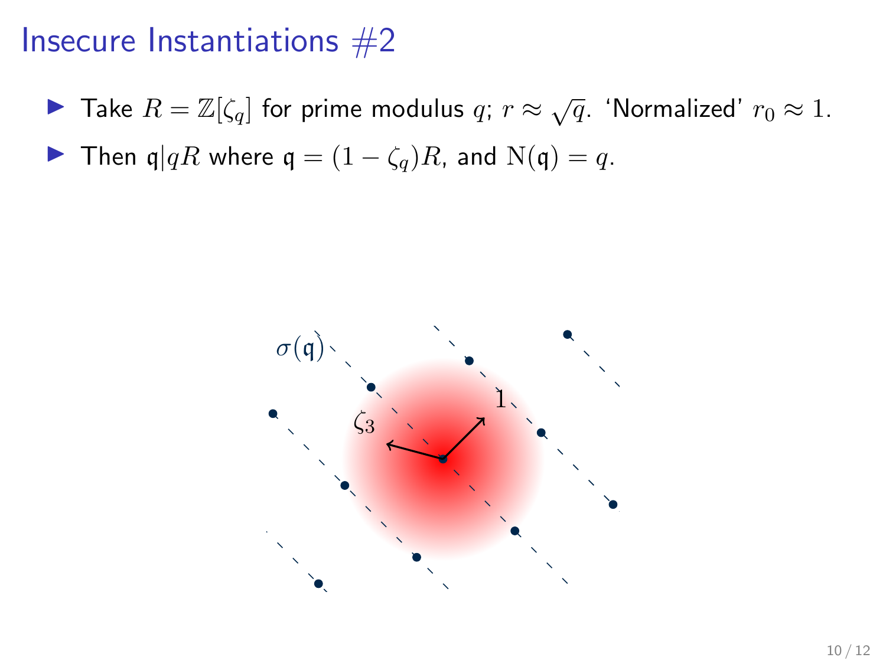# Insecure Instantiations #2

- Take $R = \mathbb{Z}[\zeta_q]$ for prime modulus $q$; $r \approx \sqrt{q}$. 'Normalized' $r_0 \approx 1$.
- Then $\mathfrak{q} | qR$ where $\mathfrak{q} = (1 - \zeta_q)R$, and $\mathrm{N}(\mathfrak{q}) = q$.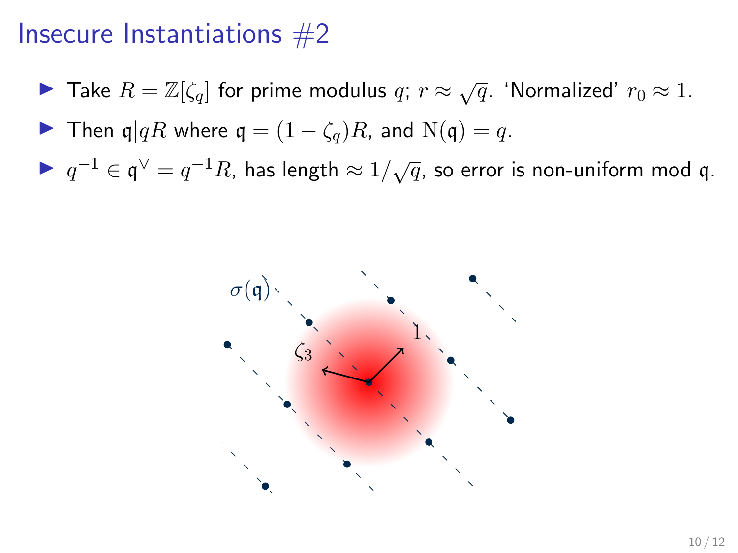# Insecure Instantiations #2

- Take $R = \mathbb{Z}[\zeta_q]$ for prime modulus $q$; $r \approx \sqrt{q}$. 'Normalized' $r_0 \approx 1$.
- Then $\mathfrak{q} | qR$ where $\mathfrak{q} = (1 - \zeta_q)R$, and $\mathrm{N}(\mathfrak{q}) = q$.
- $q^{-1} \in \mathfrak{q}^\vee = q^{-1}R$, has length $\approx 1/\sqrt{q}$, so error is non-uniform mod $\mathfrak{q}$.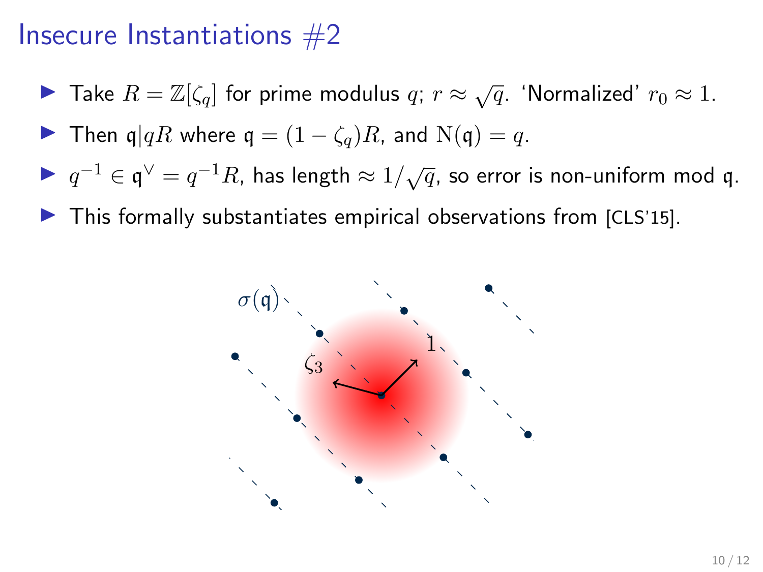# Insecure Instantiations #2

- Take $R = \mathbb{Z}[\zeta_q]$ for prime modulus $q$; $r \approx \sqrt{q}$. 'Normalized' $r_0 \approx 1$.
- Then $\mathfrak{q} | qR$ where $\mathfrak{q} = (1 - \zeta_q)R$, and $\mathrm{N}(\mathfrak{q}) = q$.
- $q^{-1} \in \mathfrak{q}^\vee = q^{-1}R$, has length $\approx 1/\sqrt{q}$, so error is non-uniform mod $\mathfrak{q}$.
- This formally substantiates empirical observations from [CLS'15].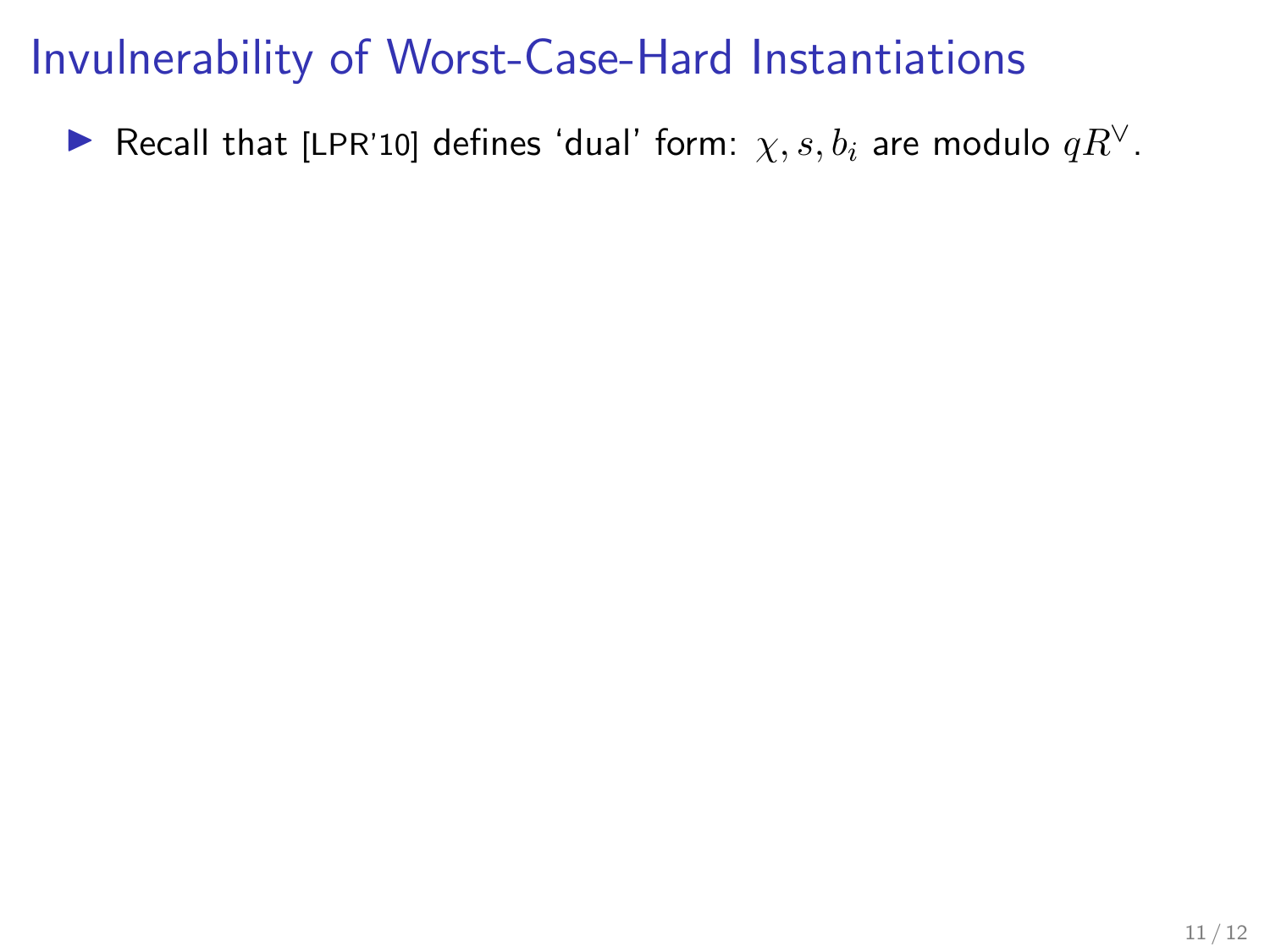# Invulnerability of Worst-Case-Hard Instantiations

- Recall that [LPR'10] defines 'dual' form: $\chi, s, b_i$ are modulo $qR^\vee$.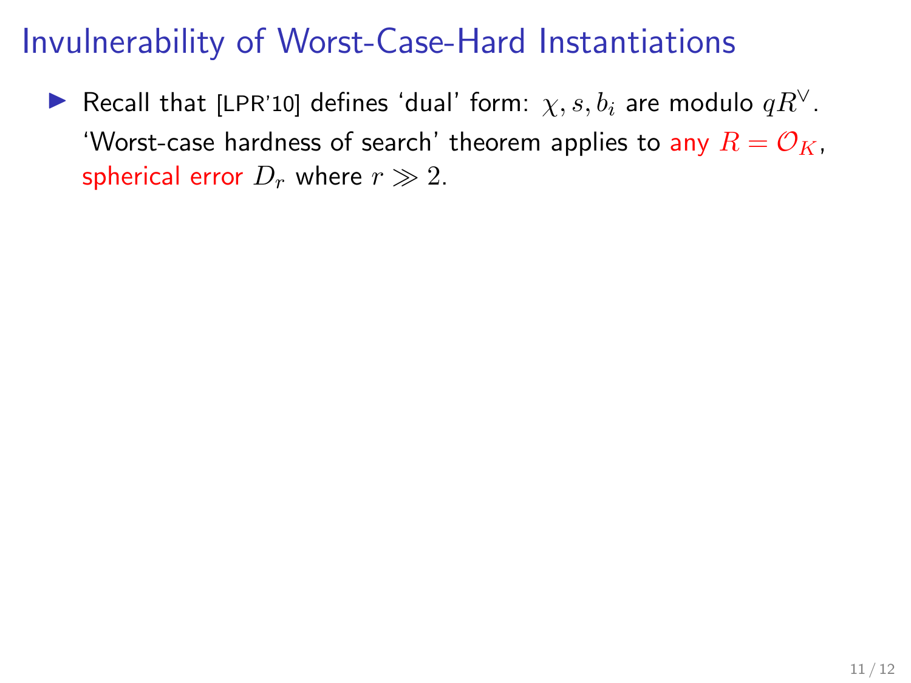# Invulnerability of Worst-Case-Hard Instantiations

- Recall that [LPR'10] defines 'dual' form: $\chi, s, b_i$ are modulo $qR^\vee$.
  'Worst-case hardness of search' theorem applies to any $R = \mathcal{O}_K$, spherical error $D_r$ where $r \gg 2$.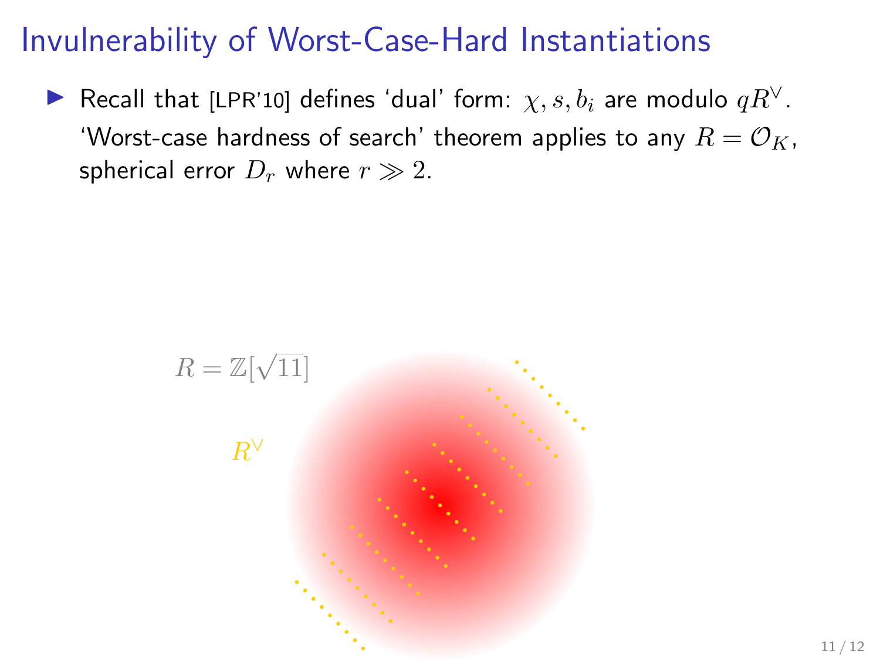# Invulnerability of Worst-Case-Hard Instantiations

- Recall that [LPR'10] defines 'dual' form: $\chi, s, b_i$ are modulo $qR^\vee$. 'Worst-case hardness of search' theorem applies to any $R = \mathcal{O}_K$, spherical error $D_r$ where $r \gg 2$.

$R = \mathbb{Z}[\sqrt{11}]$

$R^\vee$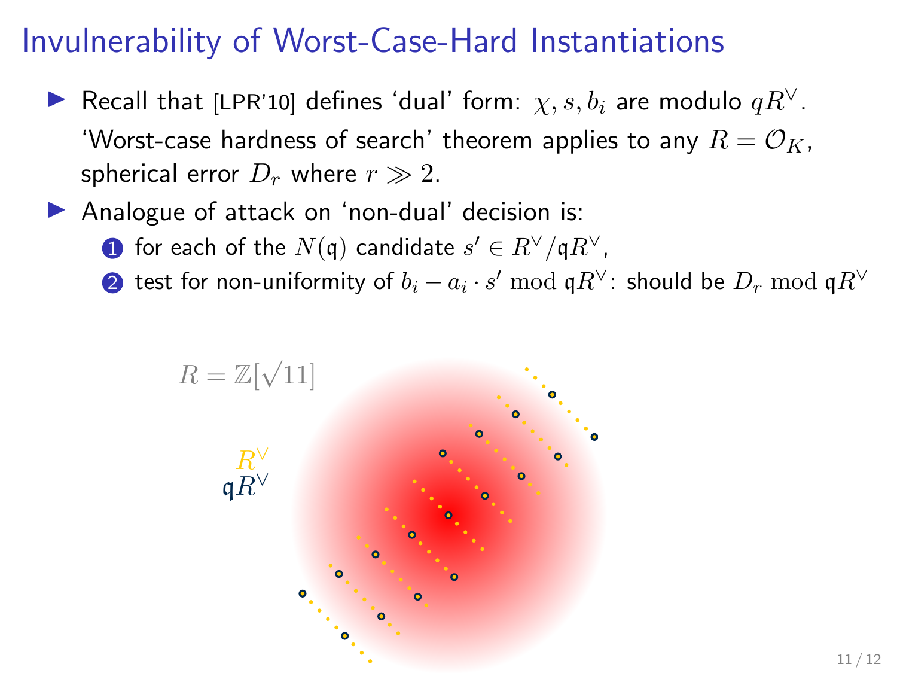# Invulnerability of Worst-Case-Hard Instantiations

- Recall that [LPR'10] defines 'dual' form: $\chi, s, b_i$ are modulo $qR^\vee$. 'Worst-case hardness of search' theorem applies to any $R = \mathcal{O}_K$, spherical error $D_r$ where $r \gg 2$.
- Analogue of attack on 'non-dual' decision is:
  1. for each of the $N(\mathfrak{q})$ candidate $s' \in R^\vee / \mathfrak{q}R^\vee$,
  2. test for non-uniformity of $b_i - a_i \cdot s' \bmod \mathfrak{q}R^\vee$: should be $D_r \bmod \mathfrak{q}R^\vee$

$R = \mathbb{Z}[\sqrt{11}]$

$R^\vee$

$\mathfrak{q}R^\vee$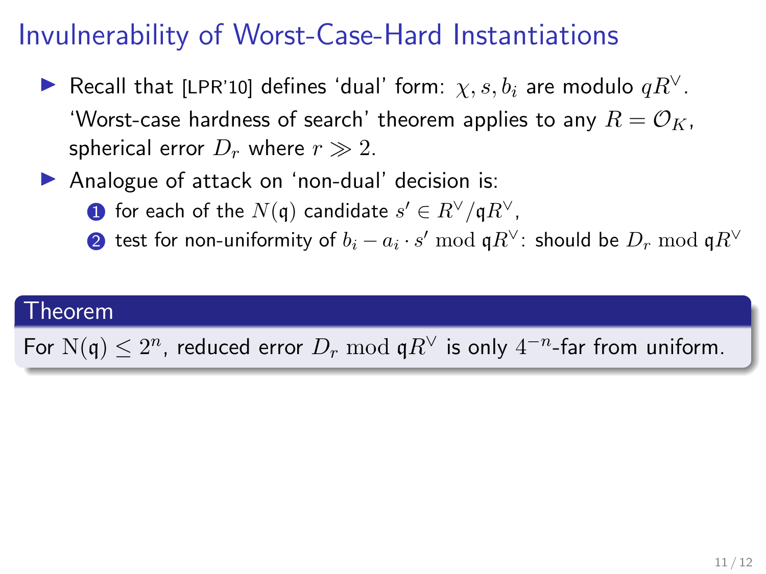# Invulnerability of Worst-Case-Hard Instantiations

- Recall that [LPR'10] defines 'dual' form: $\chi, s, b_i$ are modulo $qR^\vee$.

  'Worst-case hardness of search' theorem applies to any $R = \mathcal{O}_K$, spherical error $D_r$ where $r \gg 2$.

- Analogue of attack on 'non-dual' decision is:
  1. for each of the $N(\mathfrak{q})$ candidate $s' \in R^\vee/\mathfrak{q}R^\vee$,
  2. test for non-uniformity of $b_i - a_i \cdot s' \bmod \mathfrak{q}R^\vee$: should be $D_r \bmod \mathfrak{q}R^\vee$

**Theorem**

For $\mathrm{N}(\mathfrak{q}) \leq 2^n$, reduced error $D_r \bmod \mathfrak{q}R^\vee$ is only $4^{-n}$-far from uniform.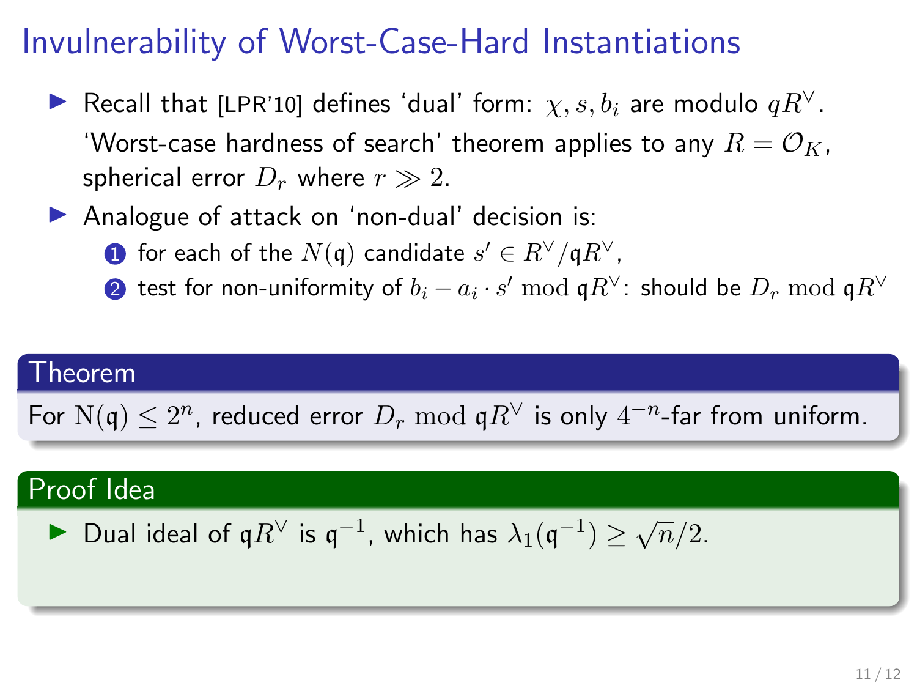# Invulnerability of Worst-Case-Hard Instantiations

- Recall that [LPR'10] defines 'dual' form: $\chi, s, b_i$ are modulo $qR^\vee$. 'Worst-case hardness of search' theorem applies to any $R = \mathcal{O}_K$, spherical error $D_r$ where $r \gg 2$.
- Analogue of attack on 'non-dual' decision is:
  1. for each of the $N(\mathfrak{q})$ candidate $s' \in R^\vee / \mathfrak{q}R^\vee$,
  2. test for non-uniformity of $b_i - a_i \cdot s' \bmod \mathfrak{q}R^\vee$: should be $D_r \bmod \mathfrak{q}R^\vee$

**Theorem**

For $\mathrm{N}(\mathfrak{q}) \leq 2^n$, reduced error $D_r \bmod \mathfrak{q}R^\vee$ is only $4^{-n}$-far from uniform.

**Proof Idea**

- Dual ideal of $\mathfrak{q}R^\vee$ is $\mathfrak{q}^{-1}$, which has $\lambda_1(\mathfrak{q}^{-1}) \geq \sqrt{n}/2$.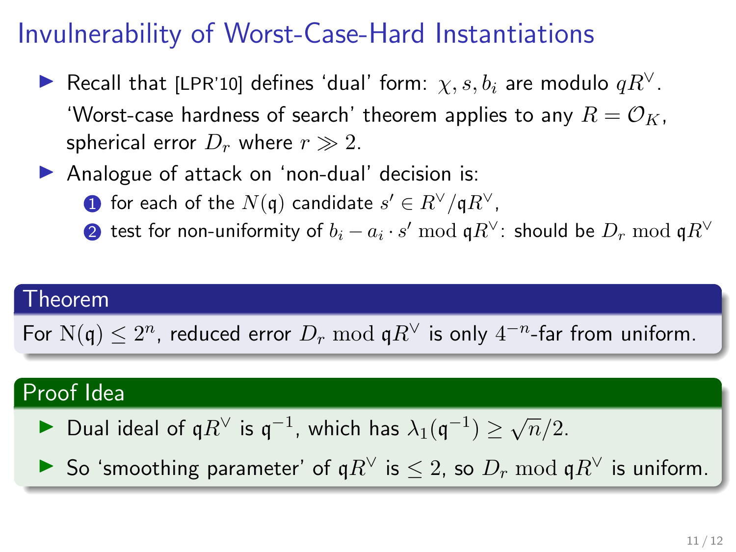# Invulnerability of Worst-Case-Hard Instantiations

- Recall that [LPR'10] defines 'dual' form: $\chi, s, b_i$ are modulo $qR^\vee$.
  'Worst-case hardness of search' theorem applies to any $R = \mathcal{O}_K$, spherical error $D_r$ where $r \gg 2$.
- Analogue of attack on 'non-dual' decision is:
  1. for each of the $N(\mathfrak{q})$ candidate $s' \in R^\vee / \mathfrak{q}R^\vee$,
  2. test for non-uniformity of $b_i - a_i \cdot s' \bmod \mathfrak{q}R^\vee$: should be $D_r \bmod \mathfrak{q}R^\vee$

**Theorem**

For $\mathrm{N}(\mathfrak{q}) \leq 2^n$, reduced error $D_r \bmod \mathfrak{q}R^\vee$ is only $4^{-n}$-far from uniform.

**Proof Idea**

- Dual ideal of $\mathfrak{q}R^\vee$ is $\mathfrak{q}^{-1}$, which has $\lambda_1(\mathfrak{q}^{-1}) \geq \sqrt{n}/2$.
- So 'smoothing parameter' of $\mathfrak{q}R^\vee$ is $\leq 2$, so $D_r \bmod \mathfrak{q}R^\vee$ is uniform.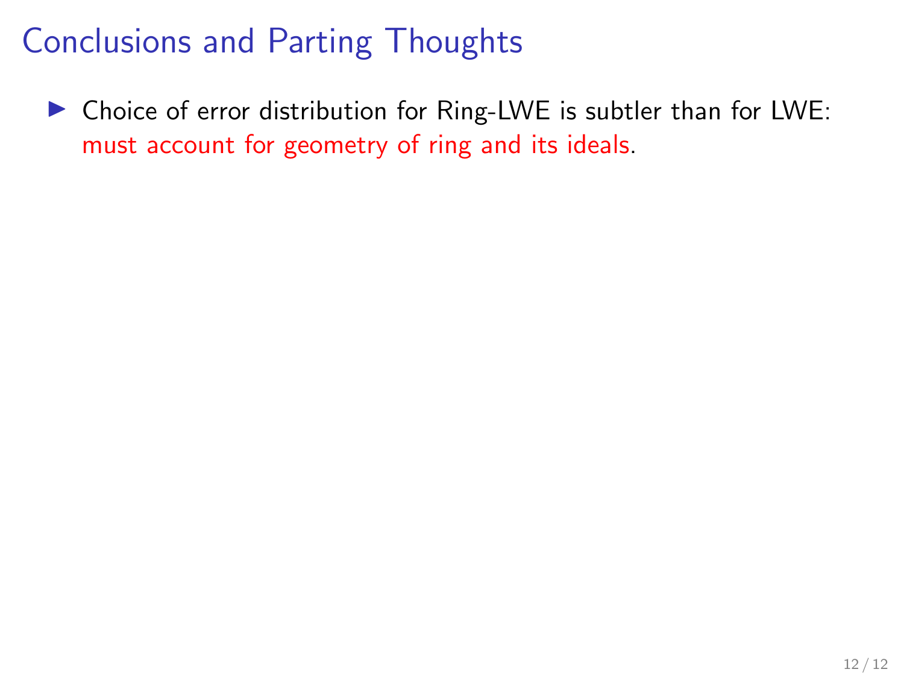# Conclusions and Parting Thoughts

- Choice of error distribution for Ring-LWE is subtler than for LWE: must account for geometry of ring and its ideals.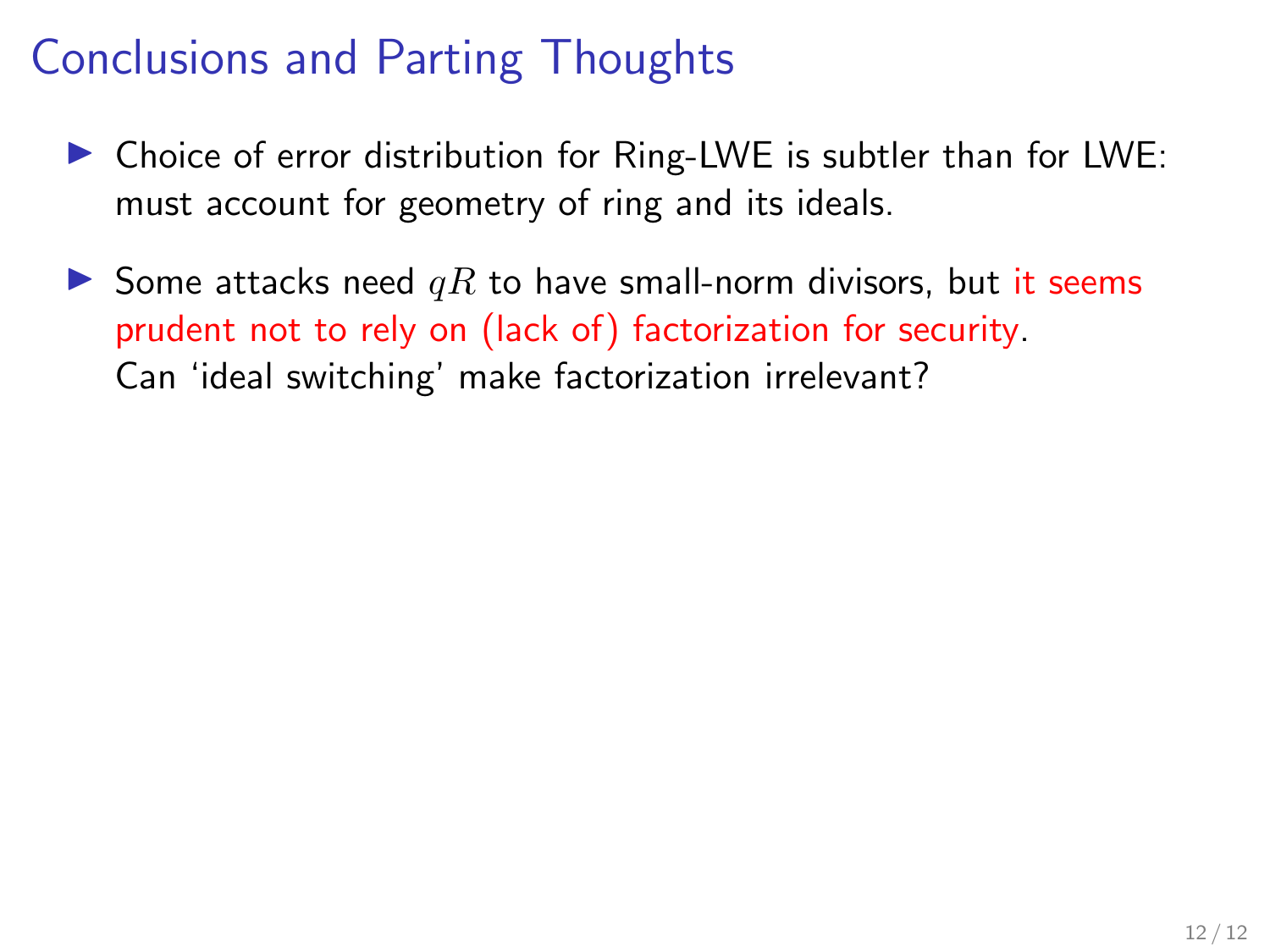# Conclusions and Parting Thoughts

- Choice of error distribution for Ring-LWE is subtler than for LWE: must account for geometry of ring and its ideals.

- Some attacks need $qR$ to have small-norm divisors, but it seems prudent not to rely on (lack of) factorization for security.
  Can 'ideal switching' make factorization irrelevant?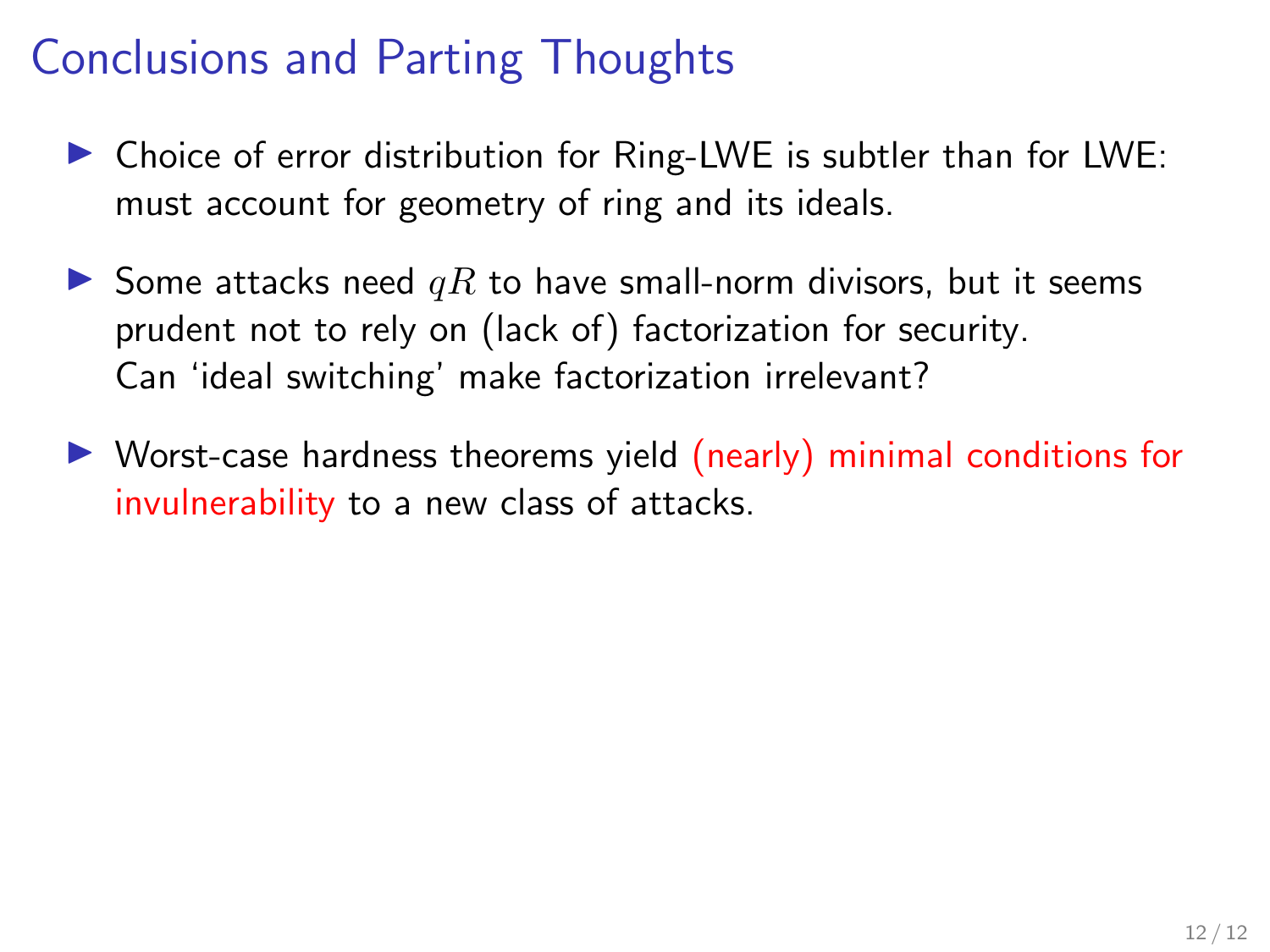# Conclusions and Parting Thoughts

- Choice of error distribution for Ring-LWE is subtler than for LWE: must account for geometry of ring and its ideals.

- Some attacks need $qR$ to have small-norm divisors, but it seems prudent not to rely on (lack of) factorization for security. Can 'ideal switching' make factorization irrelevant?

- Worst-case hardness theorems yield (nearly) minimal conditions for invulnerability to a new class of attacks.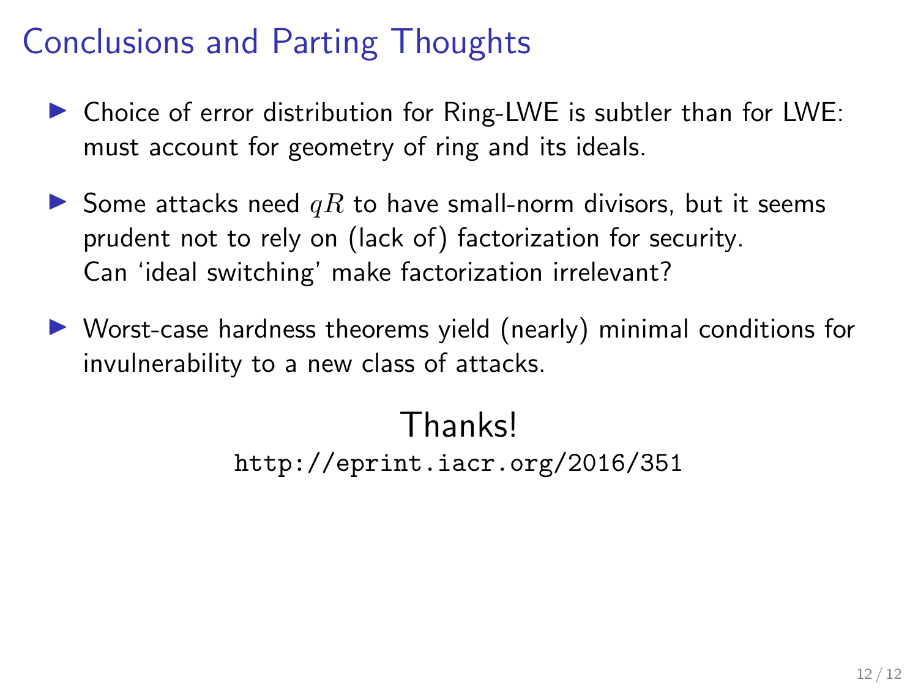# Conclusions and Parting Thoughts

- Choice of error distribution for Ring-LWE is subtler than for LWE: must account for geometry of ring and its ideals.

- Some attacks need $qR$ to have small-norm divisors, but it seems prudent not to rely on (lack of) factorization for security. Can 'ideal switching' make factorization irrelevant?

- Worst-case hardness theorems yield (nearly) minimal conditions for invulnerability to a new class of attacks.

Thanks!

`http://eprint.iacr.org/2016/351`